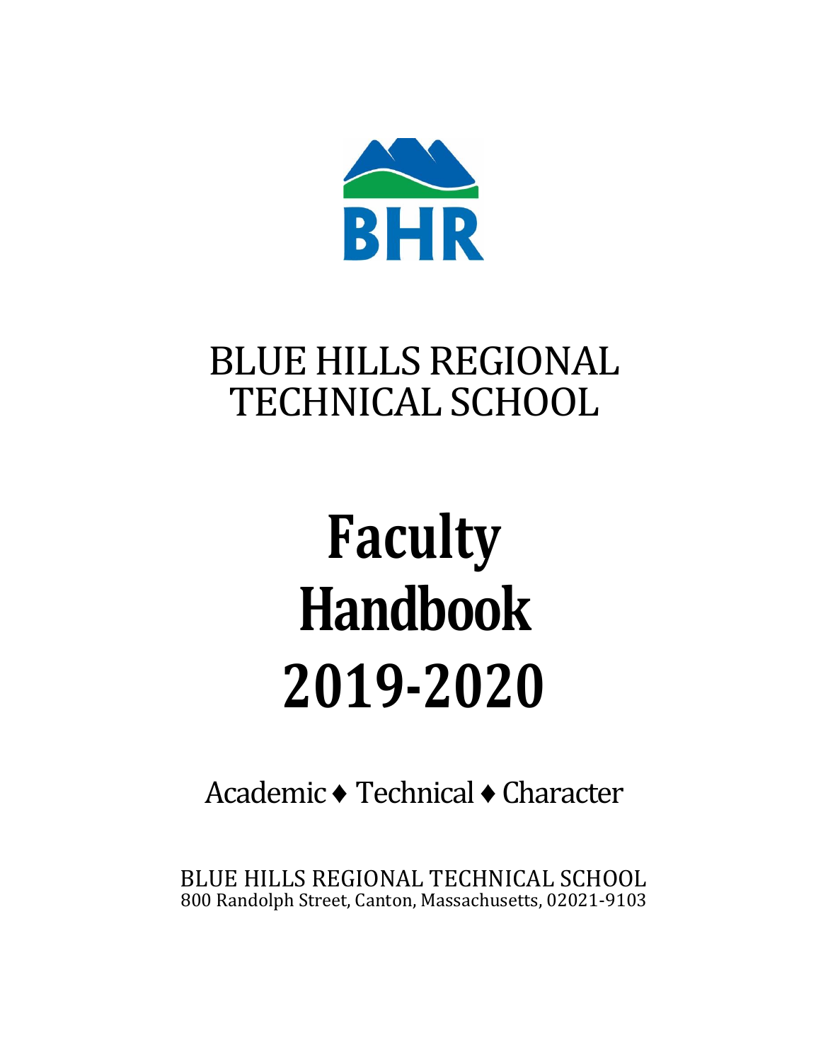BHR

# BLUE HILLS REGIONAL TECHNICAL SCHOOL

# Faculty Handbook 2019-2020

Academic ♦ Technical ♦ Character

BLUE HILLS REGIONAL TECHNICAL SCHOOL
800 Randolph Street, Canton, Massachusetts, 02021-9103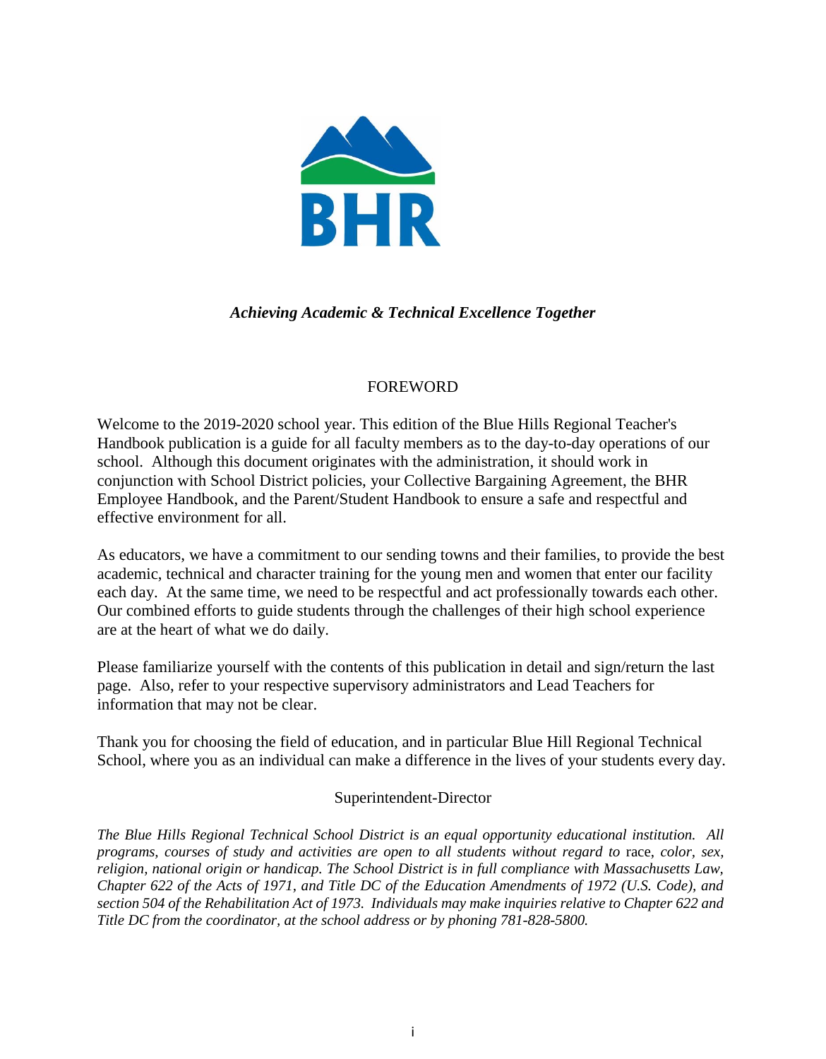*Achieving Academic & Technical Excellence Together*

## FOREWORD

Welcome to the 2019-2020 school year. This edition of the Blue Hills Regional Teacher's Handbook publication is a guide for all faculty members as to the day-to-day operations of our school. Although this document originates with the administration, it should work in conjunction with School District policies, your Collective Bargaining Agreement, the BHR Employee Handbook, and the Parent/Student Handbook to ensure a safe and respectful and effective environment for all.

As educators, we have a commitment to our sending towns and their families, to provide the best academic, technical and character training for the young men and women that enter our facility each day. At the same time, we need to be respectful and act professionally towards each other. Our combined efforts to guide students through the challenges of their high school experience are at the heart of what we do daily.

Please familiarize yourself with the contents of this publication in detail and sign/return the last page. Also, refer to your respective supervisory administrators and Lead Teachers for information that may not be clear.

Thank you for choosing the field of education, and in particular Blue Hill Regional Technical School, where you as an individual can make a difference in the lives of your students every day.

Superintendent-Director

*The Blue Hills Regional Technical School District is an equal opportunity educational institution. All programs, courses of study and activities are open to all students without regard to* race*, color, sex, religion, national origin or handicap. The School District is in full compliance with Massachusetts Law, Chapter 622 of the Acts of 1971, and Title DC of the Education Amendments of 1972 (U.S. Code), and section 504 of the Rehabilitation Act of 1973. Individuals may make inquiries relative to Chapter 622 and Title DC from the coordinator, at the school address or by phoning 781-828-5800.*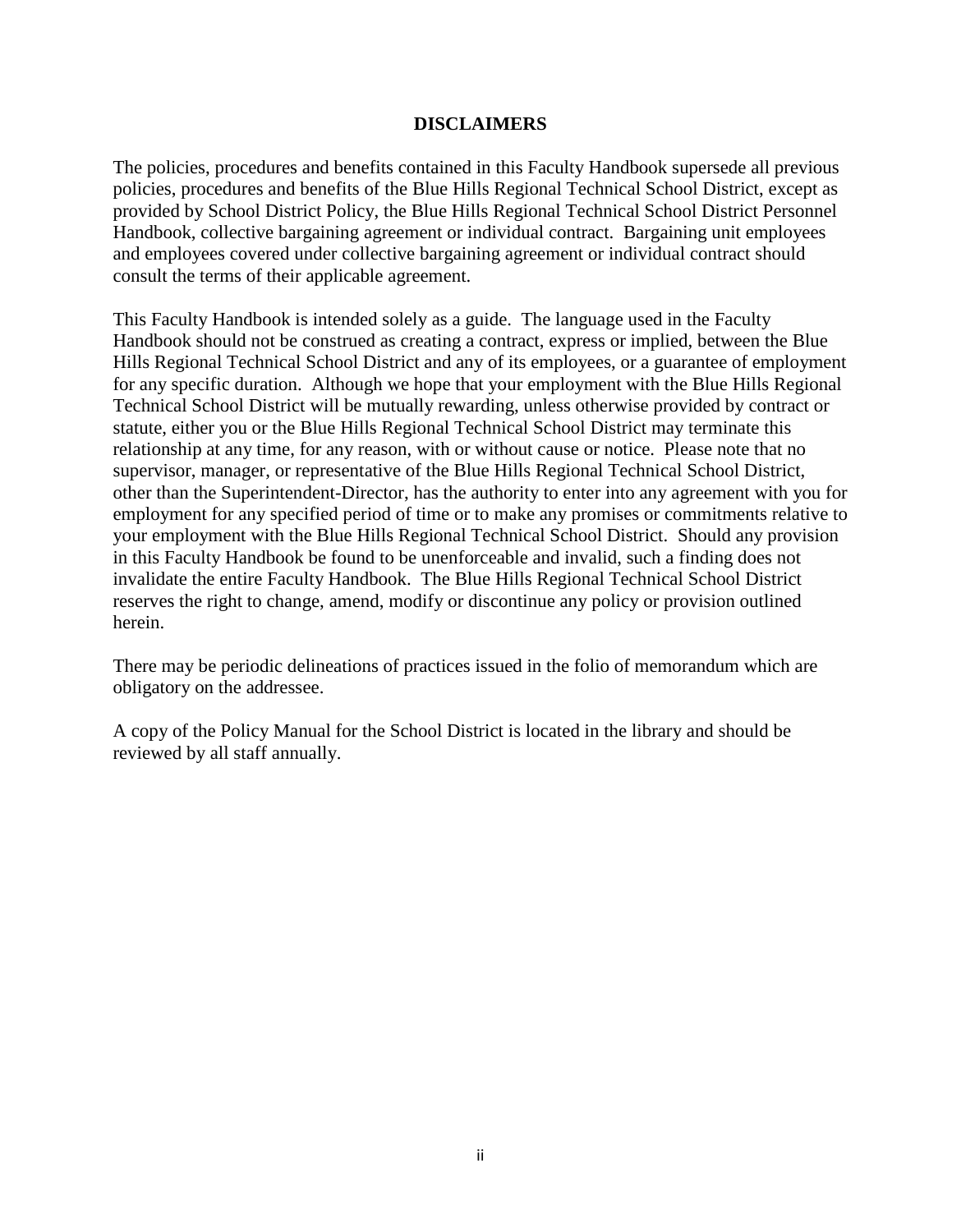## DISCLAIMERS

The policies, procedures and benefits contained in this Faculty Handbook supersede all previous policies, procedures and benefits of the Blue Hills Regional Technical School District, except as provided by School District Policy, the Blue Hills Regional Technical School District Personnel Handbook, collective bargaining agreement or individual contract. Bargaining unit employees and employees covered under collective bargaining agreement or individual contract should consult the terms of their applicable agreement.

This Faculty Handbook is intended solely as a guide. The language used in the Faculty Handbook should not be construed as creating a contract, express or implied, between the Blue Hills Regional Technical School District and any of its employees, or a guarantee of employment for any specific duration. Although we hope that your employment with the Blue Hills Regional Technical School District will be mutually rewarding, unless otherwise provided by contract or statute, either you or the Blue Hills Regional Technical School District may terminate this relationship at any time, for any reason, with or without cause or notice. Please note that no supervisor, manager, or representative of the Blue Hills Regional Technical School District, other than the Superintendent-Director, has the authority to enter into any agreement with you for employment for any specified period of time or to make any promises or commitments relative to your employment with the Blue Hills Regional Technical School District. Should any provision in this Faculty Handbook be found to be unenforceable and invalid, such a finding does not invalidate the entire Faculty Handbook. The Blue Hills Regional Technical School District reserves the right to change, amend, modify or discontinue any policy or provision outlined herein.

There may be periodic delineations of practices issued in the folio of memorandum which are obligatory on the addressee.

A copy of the Policy Manual for the School District is located in the library and should be reviewed by all staff annually.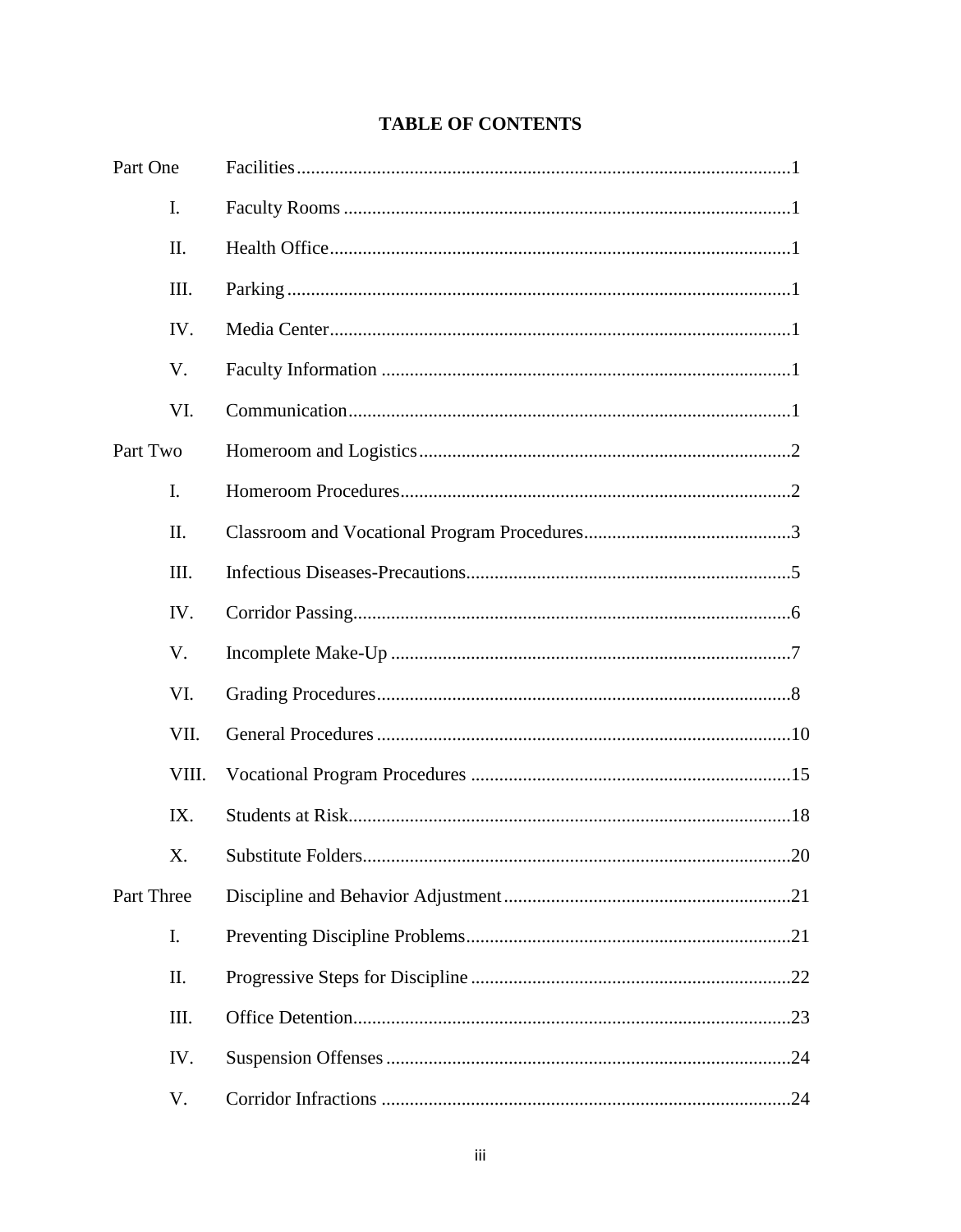# TABLE OF CONTENTS

| | | |
|---|---|---|
| Part One | Facilities | 1 |
| I. | Faculty Rooms | 1 |
| II. | Health Office | 1 |
| III. | Parking | 1 |
| IV. | Media Center | 1 |
| V. | Faculty Information | 1 |
| VI. | Communication | 1 |
| Part Two | Homeroom and Logistics | 2 |
| I. | Homeroom Procedures | 2 |
| II. | Classroom and Vocational Program Procedures | 3 |
| III. | Infectious Diseases-Precautions | 5 |
| IV. | Corridor Passing | 6 |
| V. | Incomplete Make-Up | 7 |
| VI. | Grading Procedures | 8 |
| VII. | General Procedures | 10 |
| VIII. | Vocational Program Procedures | 15 |
| IX. | Students at Risk | 18 |
| X. | Substitute Folders | 20 |
| Part Three | Discipline and Behavior Adjustment | 21 |
| I. | Preventing Discipline Problems | 21 |
| II. | Progressive Steps for Discipline | 22 |
| III. | Office Detention | 23 |
| IV. | Suspension Offenses | 24 |
| V. | Corridor Infractions | 24 |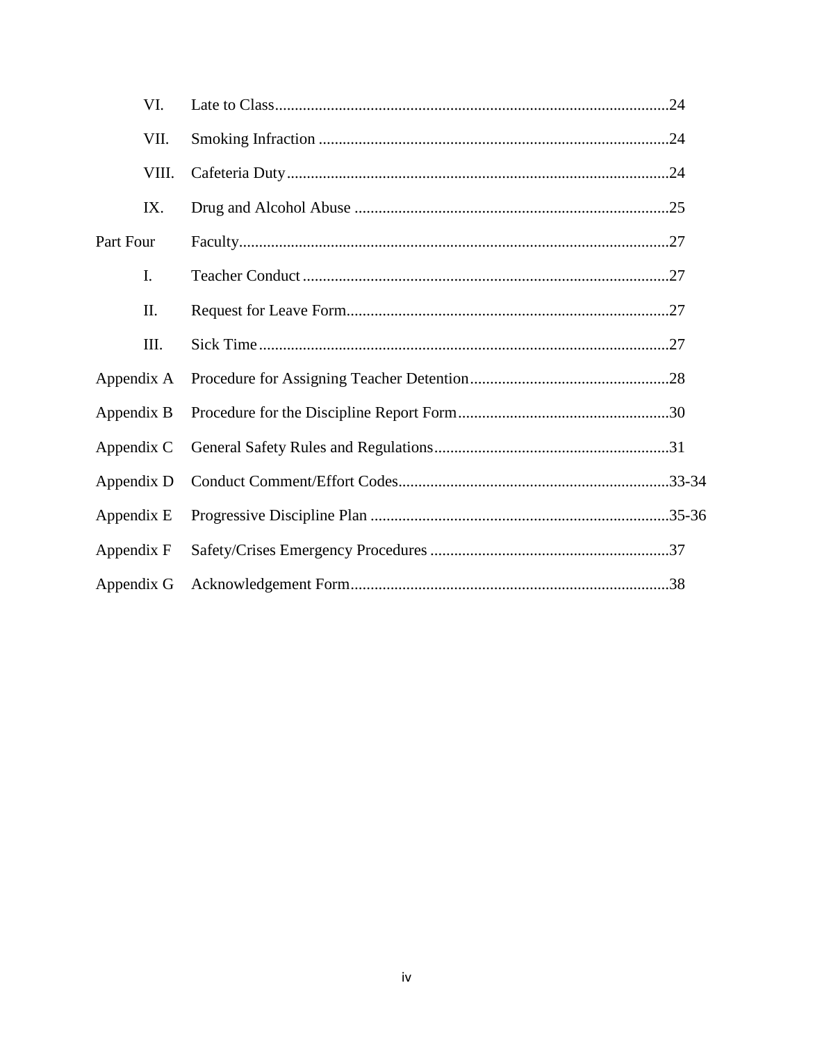| | | |
|---|---|---|
| VI. | Late to Class | 24 |
| VII. | Smoking Infraction | 24 |
| VIII. | Cafeteria Duty | 24 |
| IX. | Drug and Alcohol Abuse | 25 |
| Part Four | Faculty | 27 |
| I. | Teacher Conduct | 27 |
| II. | Request for Leave Form | 27 |
| III. | Sick Time | 27 |
| Appendix A | Procedure for Assigning Teacher Detention | 28 |
| Appendix B | Procedure for the Discipline Report Form | 30 |
| Appendix C | General Safety Rules and Regulations | 31 |
| Appendix D | Conduct Comment/Effort Codes | 33-34 |
| Appendix E | Progressive Discipline Plan | 35-36 |
| Appendix F | Safety/Crises Emergency Procedures | 37 |
| Appendix G | Acknowledgement Form | 38 |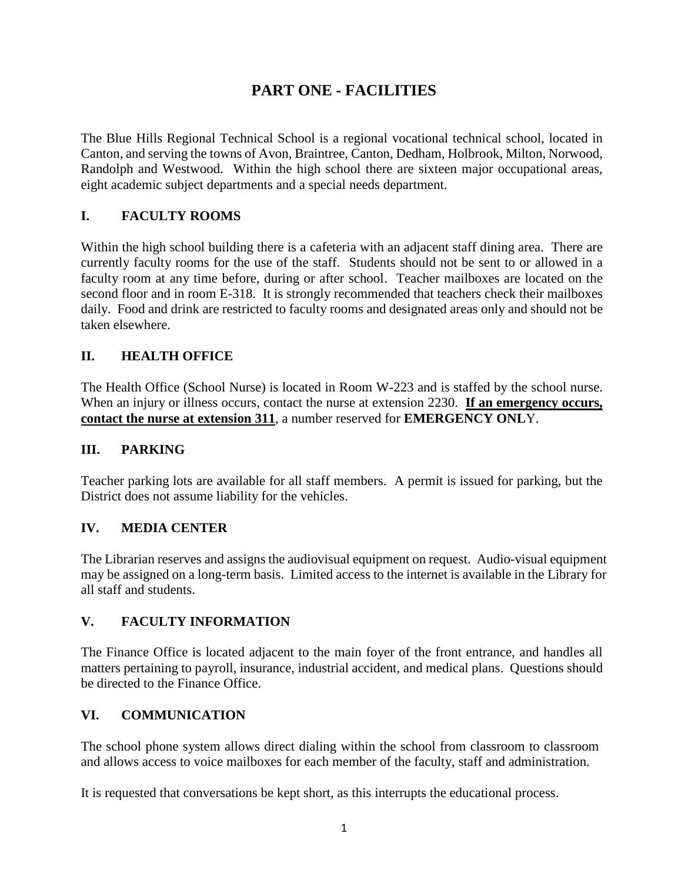# PART ONE - FACILITIES

The Blue Hills Regional Technical School is a regional vocational technical school, located in Canton, and serving the towns of Avon, Braintree, Canton, Dedham, Holbrook, Milton, Norwood, Randolph and Westwood. Within the high school there are sixteen major occupational areas, eight academic subject departments and a special needs department.

## I. FACULTY ROOMS

Within the high school building there is a cafeteria with an adjacent staff dining area. There are currently faculty rooms for the use of the staff. Students should not be sent to or allowed in a faculty room at any time before, during or after school. Teacher mailboxes are located on the second floor and in room E-318. It is strongly recommended that teachers check their mailboxes daily. Food and drink are restricted to faculty rooms and designated areas only and should not be taken elsewhere.

## II. HEALTH OFFICE

The Health Office (School Nurse) is located in Room W-223 and is staffed by the school nurse. When an injury or illness occurs, contact the nurse at extension 2230. **If an emergency occurs, contact the nurse at extension 311**, a number reserved for **EMERGENCY ONL**Y.

## III. PARKING

Teacher parking lots are available for all staff members. A permit is issued for parking, but the District does not assume liability for the vehicles.

## IV. MEDIA CENTER

The Librarian reserves and assigns the audiovisual equipment on request. Audio-visual equipment may be assigned on a long-term basis. Limited access to the internet is available in the Library for all staff and students.

## V. FACULTY INFORMATION

The Finance Office is located adjacent to the main foyer of the front entrance, and handles all matters pertaining to payroll, insurance, industrial accident, and medical plans. Questions should be directed to the Finance Office.

## VI. COMMUNICATION

The school phone system allows direct dialing within the school from classroom to classroom and allows access to voice mailboxes for each member of the faculty, staff and administration.

It is requested that conversations be kept short, as this interrupts the educational process.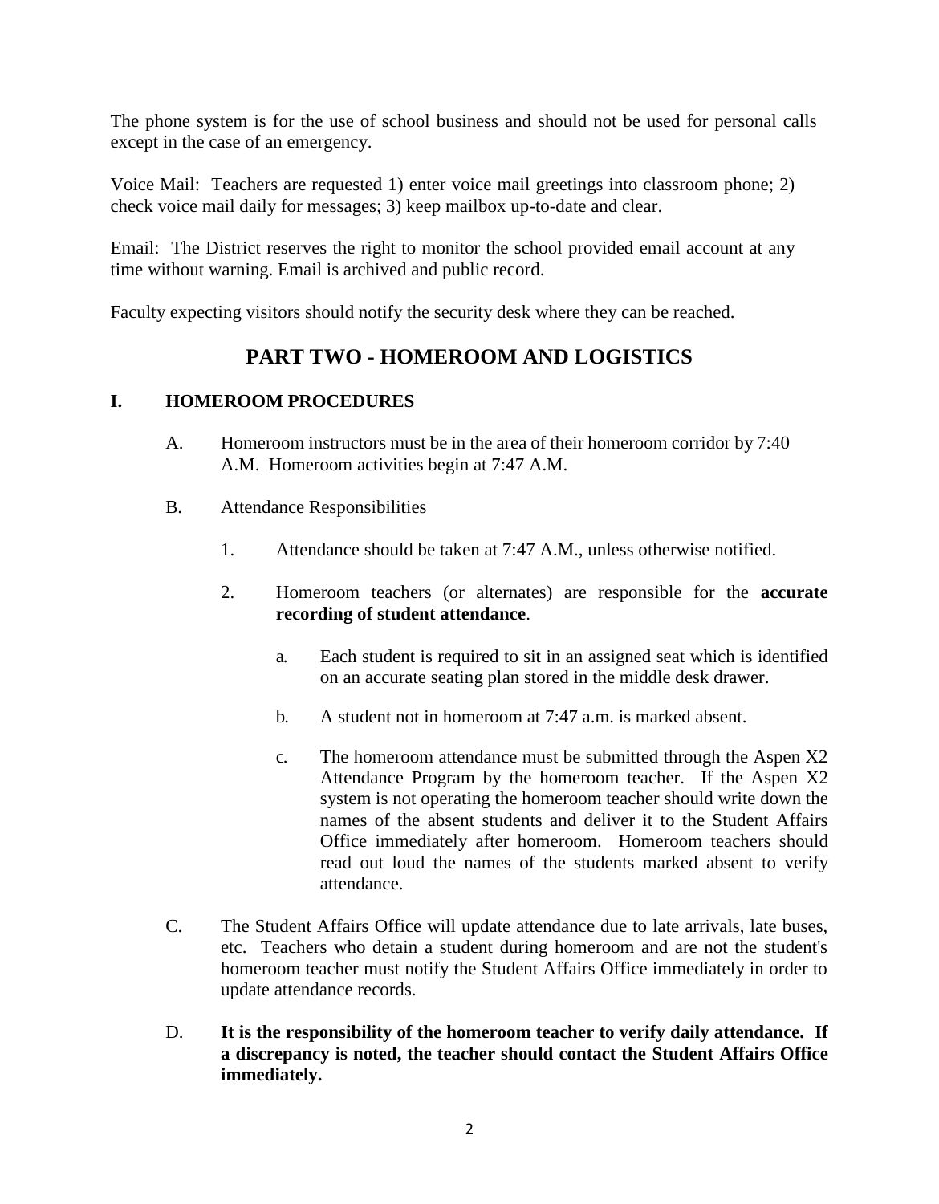The phone system is for the use of school business and should not be used for personal calls except in the case of an emergency.

Voice Mail: Teachers are requested 1) enter voice mail greetings into classroom phone; 2) check voice mail daily for messages; 3) keep mailbox up-to-date and clear.

Email: The District reserves the right to monitor the school provided email account at any time without warning. Email is archived and public record.

Faculty expecting visitors should notify the security desk where they can be reached.

## PART TWO - HOMEROOM AND LOGISTICS

### I. HOMEROOM PROCEDURES

A. Homeroom instructors must be in the area of their homeroom corridor by 7:40 A.M. Homeroom activities begin at 7:47 A.M.

B. Attendance Responsibilities

1. Attendance should be taken at 7:47 A.M., unless otherwise notified.

2. Homeroom teachers (or alternates) are responsible for the **accurate recording of student attendance**.

   a. Each student is required to sit in an assigned seat which is identified on an accurate seating plan stored in the middle desk drawer.

   b. A student not in homeroom at 7:47 a.m. is marked absent.

   c. The homeroom attendance must be submitted through the Aspen X2 Attendance Program by the homeroom teacher. If the Aspen X2 system is not operating the homeroom teacher should write down the names of the absent students and deliver it to the Student Affairs Office immediately after homeroom. Homeroom teachers should read out loud the names of the students marked absent to verify attendance.

C. The Student Affairs Office will update attendance due to late arrivals, late buses, etc. Teachers who detain a student during homeroom and are not the student's homeroom teacher must notify the Student Affairs Office immediately in order to update attendance records.

D. **It is the responsibility of the homeroom teacher to verify daily attendance. If a discrepancy is noted, the teacher should contact the Student Affairs Office immediately.**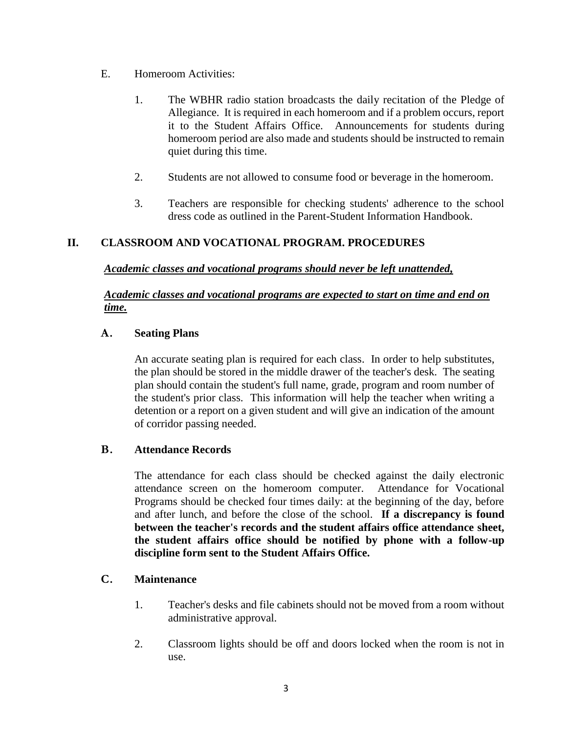E. Homeroom Activities:

1. The WBHR radio station broadcasts the daily recitation of the Pledge of Allegiance. It is required in each homeroom and if a problem occurs, report it to the Student Affairs Office. Announcements for students during homeroom period are also made and students should be instructed to remain quiet during this time.

2. Students are not allowed to consume food or beverage in the homeroom.

3. Teachers are responsible for checking students' adherence to the school dress code as outlined in the Parent-Student Information Handbook.

## II. CLASSROOM AND VOCATIONAL PROGRAM. PROCEDURES

***Academic classes and vocational programs should never be left unattended,***

***Academic classes and vocational programs are expected to start on time and end on time.***

### A. Seating Plans

An accurate seating plan is required for each class. In order to help substitutes, the plan should be stored in the middle drawer of the teacher's desk. The seating plan should contain the student's full name, grade, program and room number of the student's prior class. This information will help the teacher when writing a detention or a report on a given student and will give an indication of the amount of corridor passing needed.

### B. Attendance Records

The attendance for each class should be checked against the daily electronic attendance screen on the homeroom computer. Attendance for Vocational Programs should be checked four times daily: at the beginning of the day, before and after lunch, and before the close of the school. **If a discrepancy is found between the teacher's records and the student affairs office attendance sheet, the student affairs office should be notified by phone with a follow-up discipline form sent to the Student Affairs Office.**

### C. Maintenance

1. Teacher's desks and file cabinets should not be moved from a room without administrative approval.

2. Classroom lights should be off and doors locked when the room is not in use.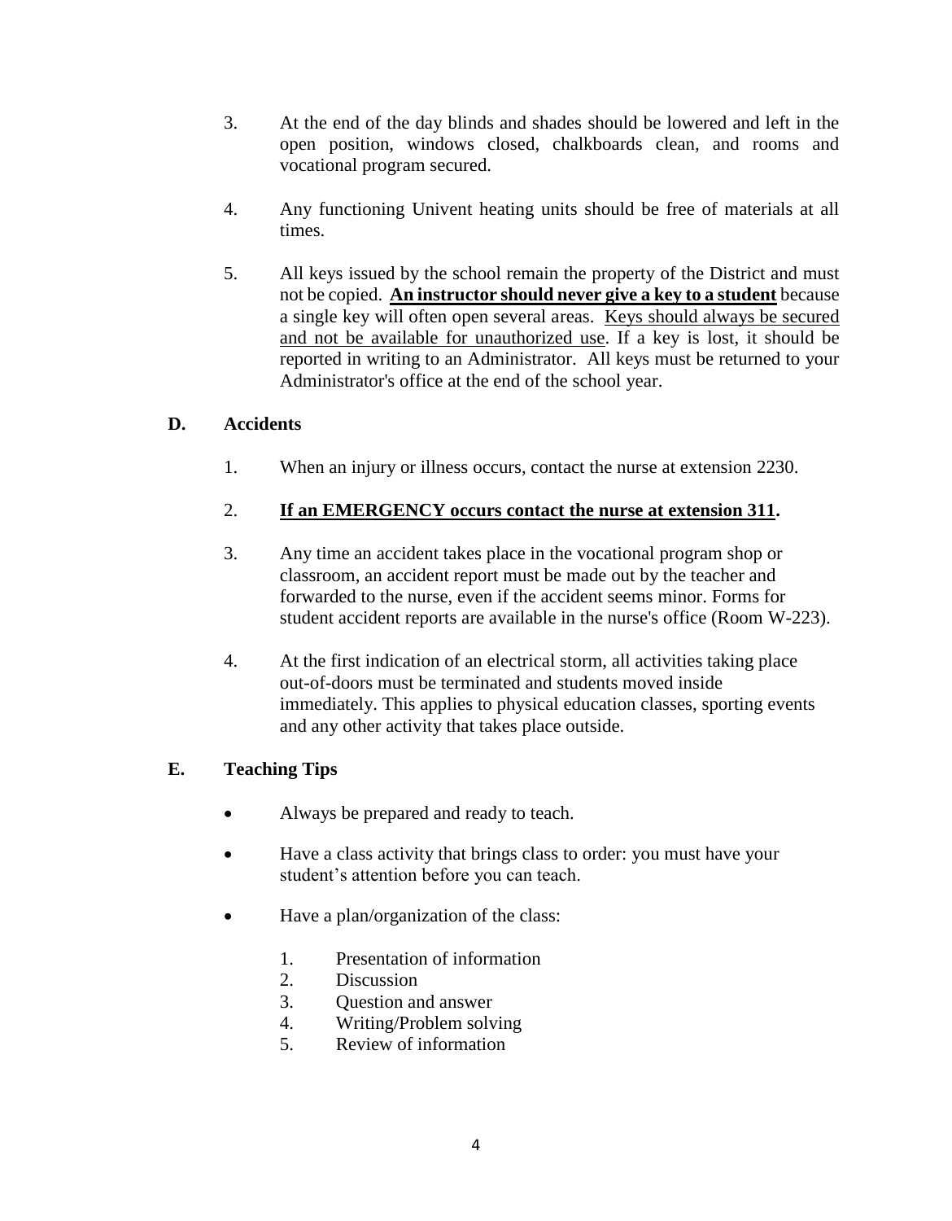3. At the end of the day blinds and shades should be lowered and left in the open position, windows closed, chalkboards clean, and rooms and vocational program secured.

4. Any functioning Univent heating units should be free of materials at all times.

5. All keys issued by the school remain the property of the District and must not be copied. **<u>An instructor should never give a key to a student</u>** because a single key will often open several areas. <u>Keys should always be secured and not be available for unauthorized use</u>. If a key is lost, it should be reported in writing to an Administrator. All keys must be returned to your Administrator's office at the end of the school year.

## D. Accidents

1. When an injury or illness occurs, contact the nurse at extension 2230.

2. **<u>If an EMERGENCY occurs contact the nurse at extension 311</u>.**

3. Any time an accident takes place in the vocational program shop or classroom, an accident report must be made out by the teacher and forwarded to the nurse, even if the accident seems minor. Forms for student accident reports are available in the nurse's office (Room W-223).

4. At the first indication of an electrical storm, all activities taking place out-of-doors must be terminated and students moved inside immediately. This applies to physical education classes, sporting events and any other activity that takes place outside.

## E. Teaching Tips

- Always be prepared and ready to teach.

- Have a class activity that brings class to order: you must have your student's attention before you can teach.

- Have a plan/organization of the class:

    1. Presentation of information
    2. Discussion
    3. Question and answer
    4. Writing/Problem solving
    5. Review of information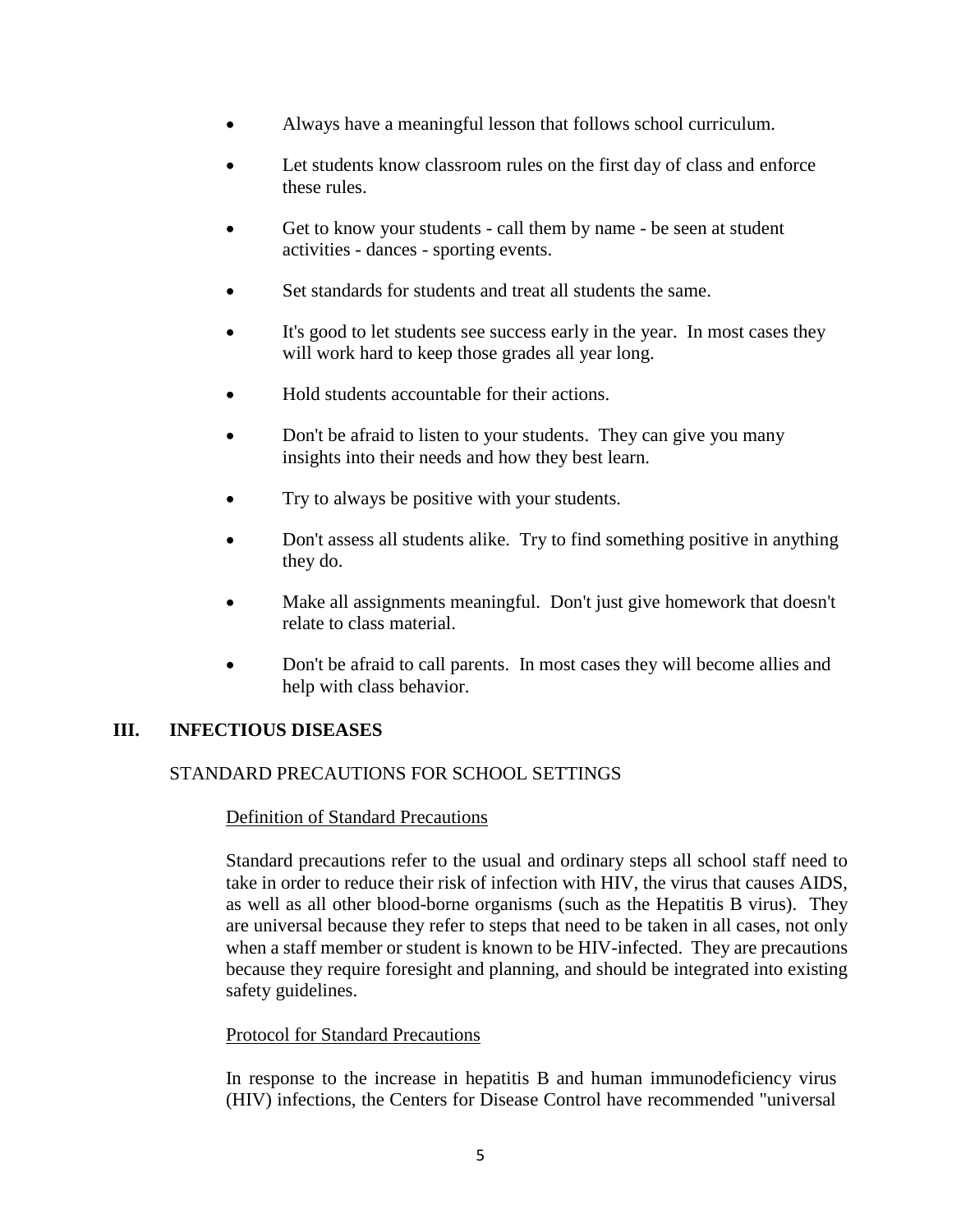- Always have a meaningful lesson that follows school curriculum.
- Let students know classroom rules on the first day of class and enforce these rules.
- Get to know your students - call them by name - be seen at student activities - dances - sporting events.
- Set standards for students and treat all students the same.
- It's good to let students see success early in the year. In most cases they will work hard to keep those grades all year long.
- Hold students accountable for their actions.
- Don't be afraid to listen to your students. They can give you many insights into their needs and how they best learn.
- Try to always be positive with your students.
- Don't assess all students alike. Try to find something positive in anything they do.
- Make all assignments meaningful. Don't just give homework that doesn't relate to class material.
- Don't be afraid to call parents. In most cases they will become allies and help with class behavior.

## III. INFECTIOUS DISEASES

### STANDARD PRECAUTIONS FOR SCHOOL SETTINGS

#### Definition of Standard Precautions

Standard precautions refer to the usual and ordinary steps all school staff need to take in order to reduce their risk of infection with HIV, the virus that causes AIDS, as well as all other blood-borne organisms (such as the Hepatitis B virus). They are universal because they refer to steps that need to be taken in all cases, not only when a staff member or student is known to be HIV-infected. They are precautions because they require foresight and planning, and should be integrated into existing safety guidelines.

#### Protocol for Standard Precautions

In response to the increase in hepatitis B and human immunodeficiency virus (HIV) infections, the Centers for Disease Control have recommended "universal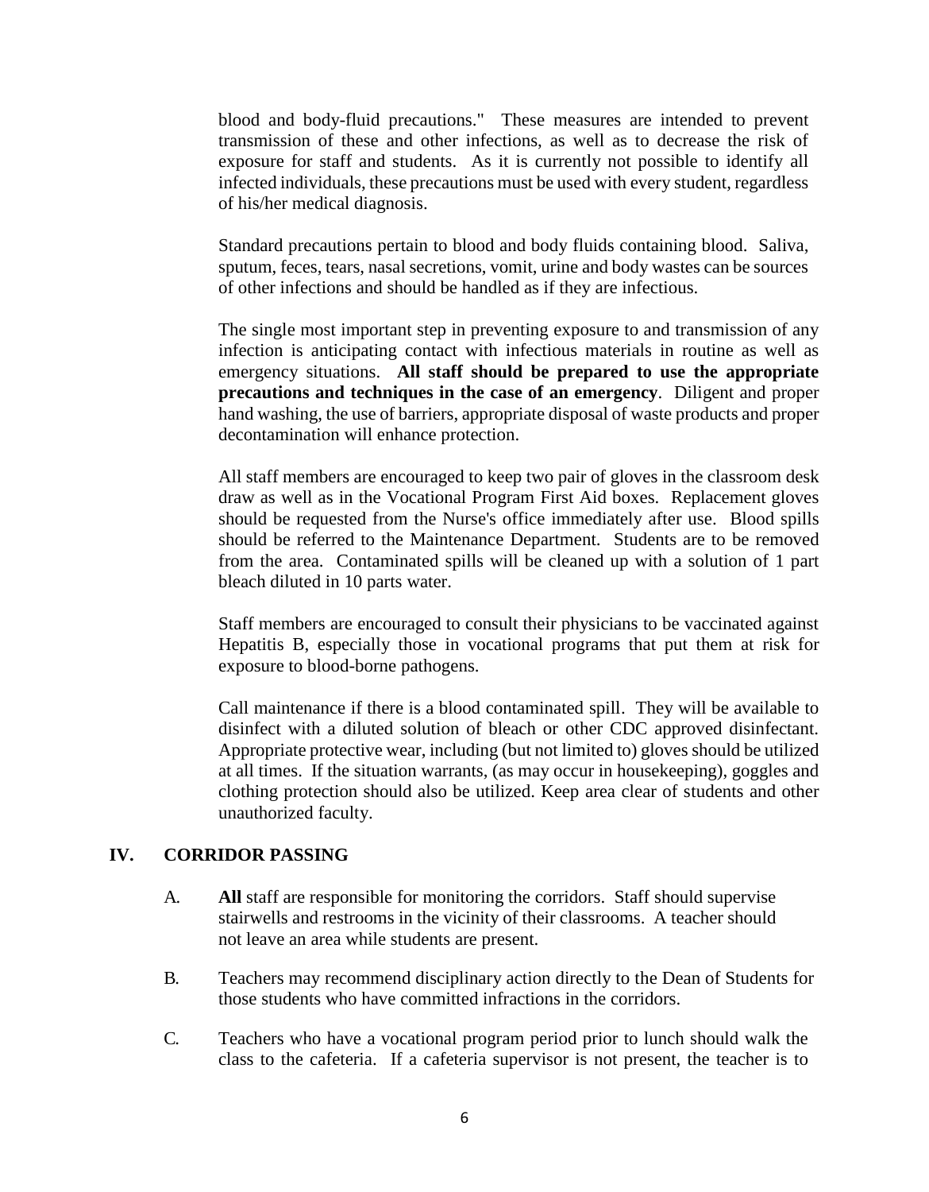blood and body-fluid precautions." These measures are intended to prevent transmission of these and other infections, as well as to decrease the risk of exposure for staff and students. As it is currently not possible to identify all infected individuals, these precautions must be used with every student, regardless of his/her medical diagnosis.

Standard precautions pertain to blood and body fluids containing blood. Saliva, sputum, feces, tears, nasal secretions, vomit, urine and body wastes can be sources of other infections and should be handled as if they are infectious.

The single most important step in preventing exposure to and transmission of any infection is anticipating contact with infectious materials in routine as well as emergency situations. **All staff should be prepared to use the appropriate precautions and techniques in the case of an emergency**. Diligent and proper hand washing, the use of barriers, appropriate disposal of waste products and proper decontamination will enhance protection.

All staff members are encouraged to keep two pair of gloves in the classroom desk draw as well as in the Vocational Program First Aid boxes. Replacement gloves should be requested from the Nurse's office immediately after use. Blood spills should be referred to the Maintenance Department. Students are to be removed from the area. Contaminated spills will be cleaned up with a solution of 1 part bleach diluted in 10 parts water.

Staff members are encouraged to consult their physicians to be vaccinated against Hepatitis B, especially those in vocational programs that put them at risk for exposure to blood-borne pathogens.

Call maintenance if there is a blood contaminated spill. They will be available to disinfect with a diluted solution of bleach or other CDC approved disinfectant. Appropriate protective wear, including (but not limited to) gloves should be utilized at all times. If the situation warrants, (as may occur in housekeeping), goggles and clothing protection should also be utilized. Keep area clear of students and other unauthorized faculty.

## IV. CORRIDOR PASSING

A. **All** staff are responsible for monitoring the corridors. Staff should supervise stairwells and restrooms in the vicinity of their classrooms. A teacher should not leave an area while students are present.

B. Teachers may recommend disciplinary action directly to the Dean of Students for those students who have committed infractions in the corridors.

C. Teachers who have a vocational program period prior to lunch should walk the class to the cafeteria. If a cafeteria supervisor is not present, the teacher is to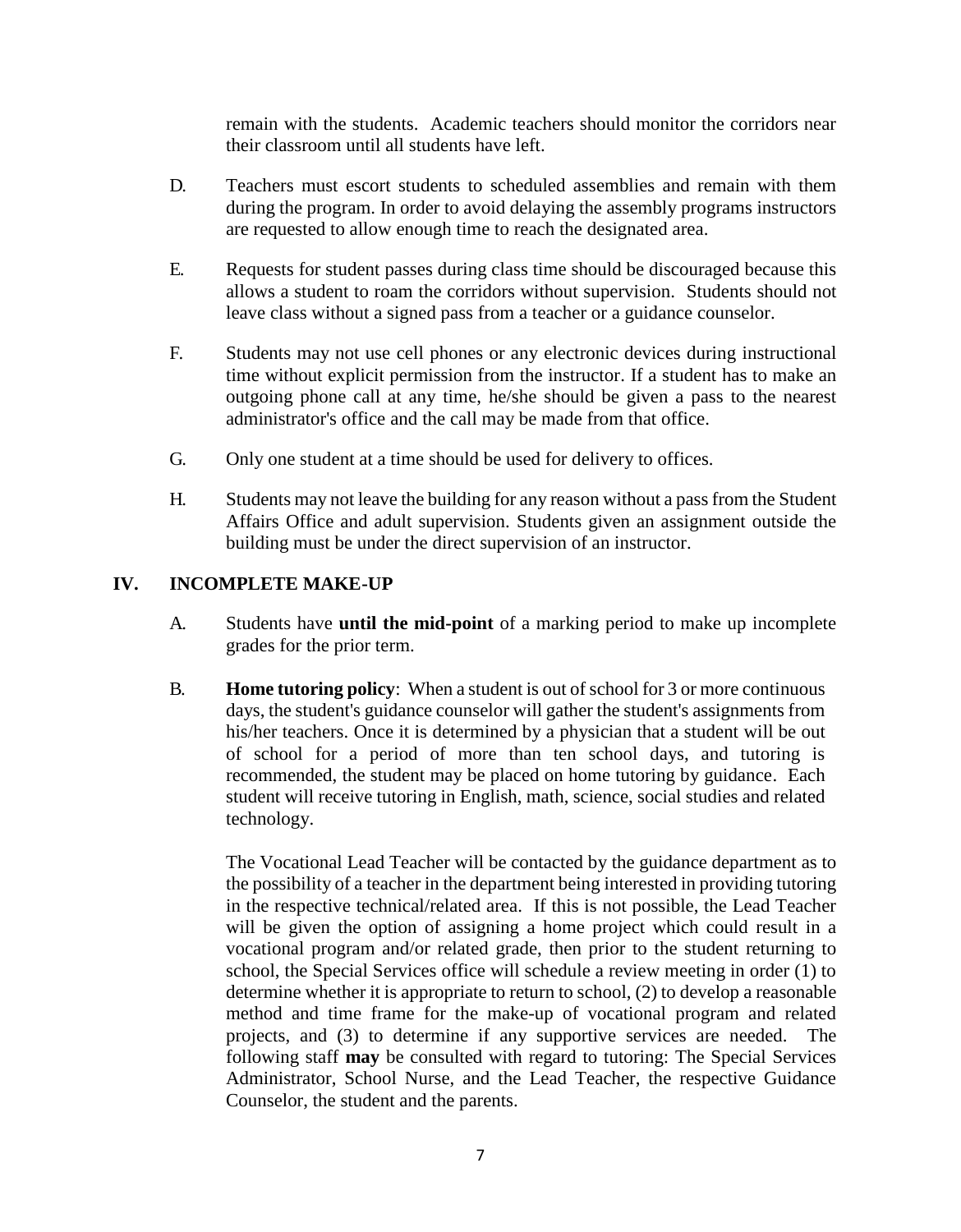remain with the students. Academic teachers should monitor the corridors near their classroom until all students have left.

D. Teachers must escort students to scheduled assemblies and remain with them during the program. In order to avoid delaying the assembly programs instructors are requested to allow enough time to reach the designated area.

E. Requests for student passes during class time should be discouraged because this allows a student to roam the corridors without supervision. Students should not leave class without a signed pass from a teacher or a guidance counselor.

F. Students may not use cell phones or any electronic devices during instructional time without explicit permission from the instructor. If a student has to make an outgoing phone call at any time, he/she should be given a pass to the nearest administrator's office and the call may be made from that office.

G. Only one student at a time should be used for delivery to offices.

H. Students may not leave the building for any reason without a pass from the Student Affairs Office and adult supervision. Students given an assignment outside the building must be under the direct supervision of an instructor.

## IV. INCOMPLETE MAKE-UP

A. Students have **until the mid-point** of a marking period to make up incomplete grades for the prior term.

B. **Home tutoring policy**: When a student is out of school for 3 or more continuous days, the student's guidance counselor will gather the student's assignments from his/her teachers. Once it is determined by a physician that a student will be out of school for a period of more than ten school days, and tutoring is recommended, the student may be placed on home tutoring by guidance. Each student will receive tutoring in English, math, science, social studies and related technology.

The Vocational Lead Teacher will be contacted by the guidance department as to the possibility of a teacher in the department being interested in providing tutoring in the respective technical/related area. If this is not possible, the Lead Teacher will be given the option of assigning a home project which could result in a vocational program and/or related grade, then prior to the student returning to school, the Special Services office will schedule a review meeting in order (1) to determine whether it is appropriate to return to school, (2) to develop a reasonable method and time frame for the make-up of vocational program and related projects, and (3) to determine if any supportive services are needed. The following staff **may** be consulted with regard to tutoring: The Special Services Administrator, School Nurse, and the Lead Teacher, the respective Guidance Counselor, the student and the parents.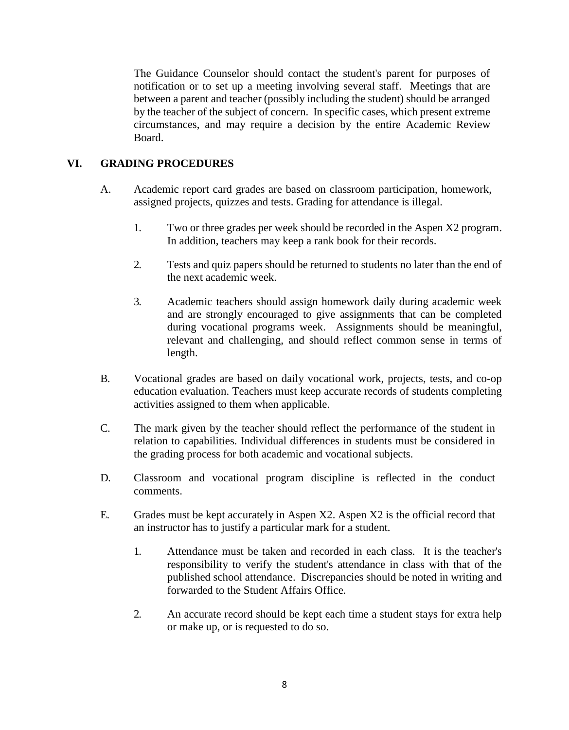The Guidance Counselor should contact the student's parent for purposes of notification or to set up a meeting involving several staff. Meetings that are between a parent and teacher (possibly including the student) should be arranged by the teacher of the subject of concern. In specific cases, which present extreme circumstances, and may require a decision by the entire Academic Review Board.

## VI. GRADING PROCEDURES

A. Academic report card grades are based on classroom participation, homework, assigned projects, quizzes and tests. Grading for attendance is illegal.

1. Two or three grades per week should be recorded in the Aspen X2 program. In addition, teachers may keep a rank book for their records.

2. Tests and quiz papers should be returned to students no later than the end of the next academic week.

3. Academic teachers should assign homework daily during academic week and are strongly encouraged to give assignments that can be completed during vocational programs week. Assignments should be meaningful, relevant and challenging, and should reflect common sense in terms of length.

B. Vocational grades are based on daily vocational work, projects, tests, and co-op education evaluation. Teachers must keep accurate records of students completing activities assigned to them when applicable.

C. The mark given by the teacher should reflect the performance of the student in relation to capabilities. Individual differences in students must be considered in the grading process for both academic and vocational subjects.

D. Classroom and vocational program discipline is reflected in the conduct comments.

E. Grades must be kept accurately in Aspen X2. Aspen X2 is the official record that an instructor has to justify a particular mark for a student.

1. Attendance must be taken and recorded in each class. It is the teacher's responsibility to verify the student's attendance in class with that of the published school attendance. Discrepancies should be noted in writing and forwarded to the Student Affairs Office.

2. An accurate record should be kept each time a student stays for extra help or make up, or is requested to do so.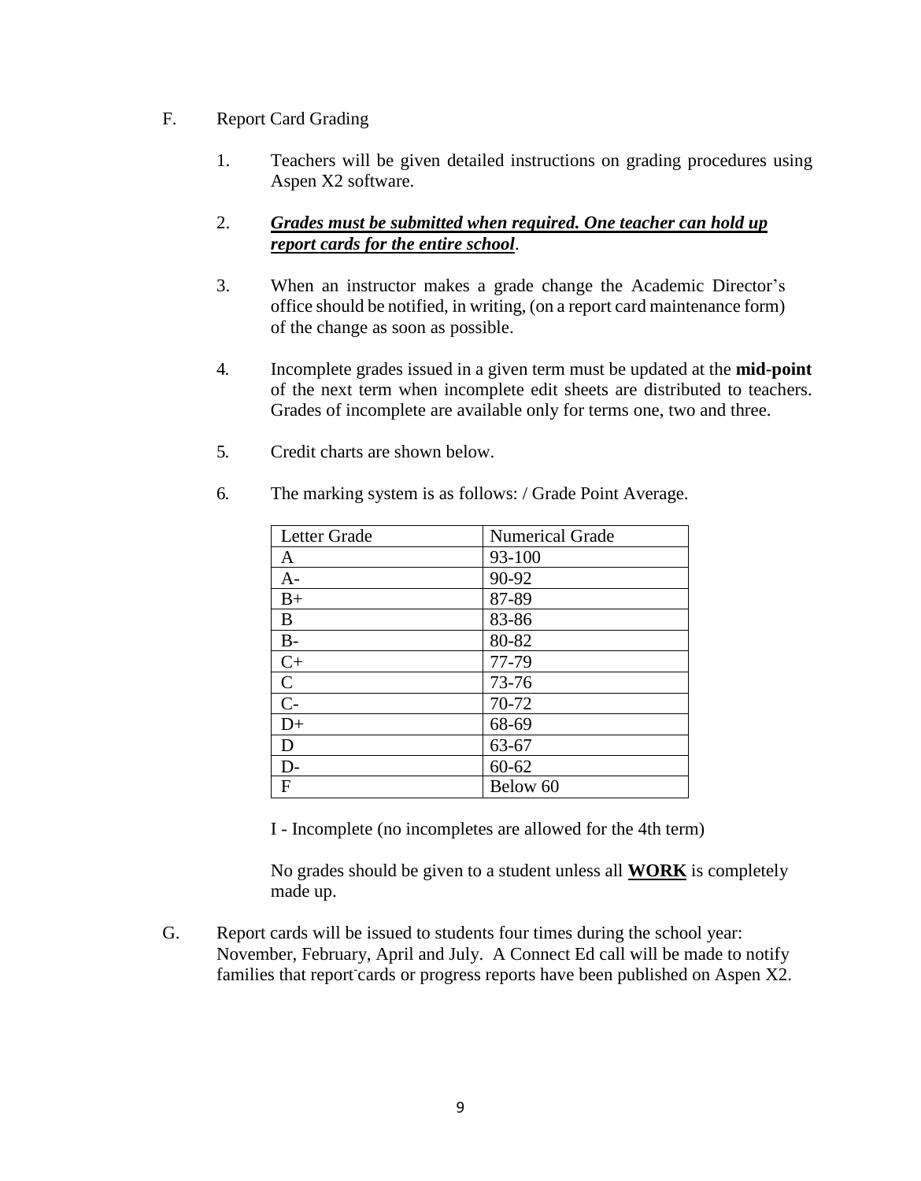F. Report Card Grading

1. Teachers will be given detailed instructions on grading procedures using Aspen X2 software.

2. ***Grades must be submitted when required. One teacher can hold up report cards for the entire school***.

3. When an instructor makes a grade change the Academic Director's office should be notified, in writing, (on a report card maintenance form) of the change as soon as possible.

4. Incomplete grades issued in a given term must be updated at the **mid-point** of the next term when incomplete edit sheets are distributed to teachers. Grades of incomplete are available only for terms one, two and three.

5. Credit charts are shown below.

6. The marking system is as follows: / Grade Point Average.

| Letter Grade | Numerical Grade |
|---|---|
| A | 93-100 |
| A- | 90-92 |
| B+ | 87-89 |
| B | 83-86 |
| B- | 80-82 |
| C+ | 77-79 |
| C | 73-76 |
| C- | 70-72 |
| D+ | 68-69 |
| D | 63-67 |
| D- | 60-62 |
| F | Below 60 |

I - Incomplete (no incompletes are allowed for the 4th term)

No grades should be given to a student unless all **WORK** is completely made up.

G. Report cards will be issued to students four times during the school year: November, February, April and July. A Connect Ed call will be made to notify families that report cards or progress reports have been published on Aspen X2.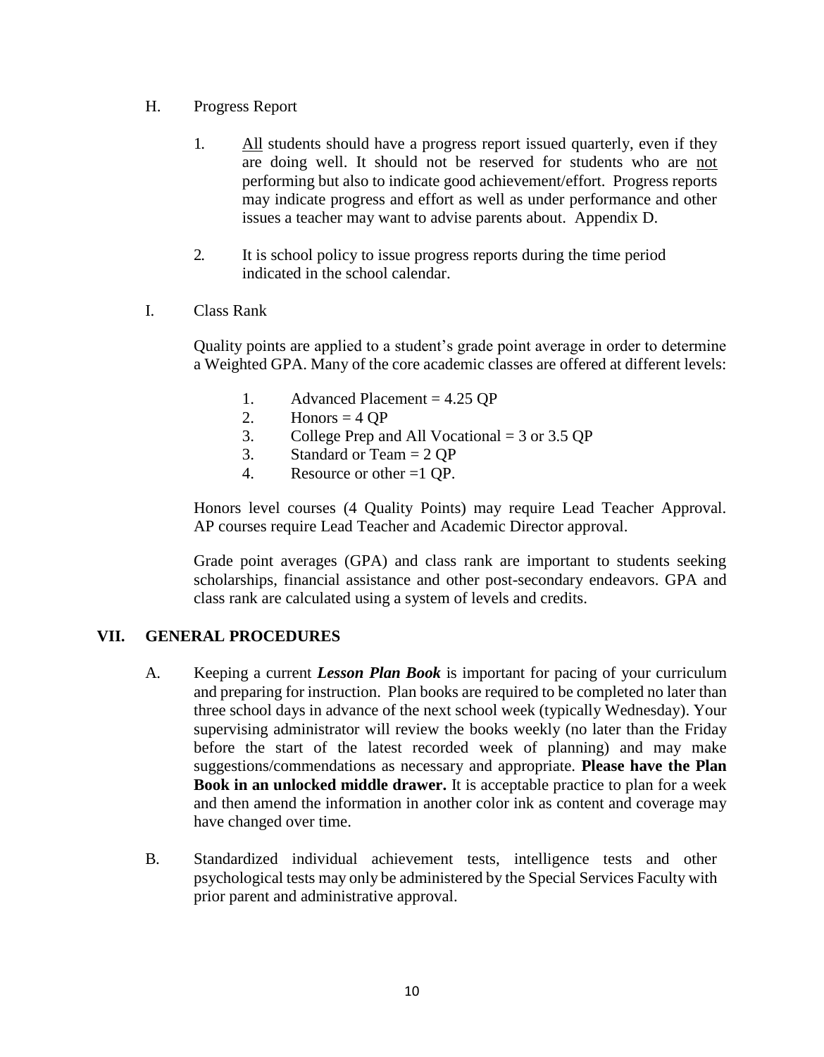H. Progress Report

1. <u>All</u> students should have a progress report issued quarterly, even if they are doing well. It should not be reserved for students who are <u>not</u> performing but also to indicate good achievement/effort. Progress reports may indicate progress and effort as well as under performance and other issues a teacher may want to advise parents about. Appendix D.

2. It is school policy to issue progress reports during the time period indicated in the school calendar.

I. Class Rank

Quality points are applied to a student's grade point average in order to determine a Weighted GPA. Many of the core academic classes are offered at different levels:

1. Advanced Placement = 4.25 QP
2. Honors = 4 QP
3. College Prep and All Vocational = 3 or 3.5 QP
3. Standard or Team = 2 QP
4. Resource or other =1 QP.

Honors level courses (4 Quality Points) may require Lead Teacher Approval. AP courses require Lead Teacher and Academic Director approval.

Grade point averages (GPA) and class rank are important to students seeking scholarships, financial assistance and other post-secondary endeavors. GPA and class rank are calculated using a system of levels and credits.

## VII. GENERAL PROCEDURES

A. Keeping a current ***Lesson Plan Book*** is important for pacing of your curriculum and preparing for instruction. Plan books are required to be completed no later than three school days in advance of the next school week (typically Wednesday). Your supervising administrator will review the books weekly (no later than the Friday before the start of the latest recorded week of planning) and may make suggestions/commendations as necessary and appropriate. **Please have the Plan Book in an unlocked middle drawer.** It is acceptable practice to plan for a week and then amend the information in another color ink as content and coverage may have changed over time.

B. Standardized individual achievement tests, intelligence tests and other psychological tests may only be administered by the Special Services Faculty with prior parent and administrative approval.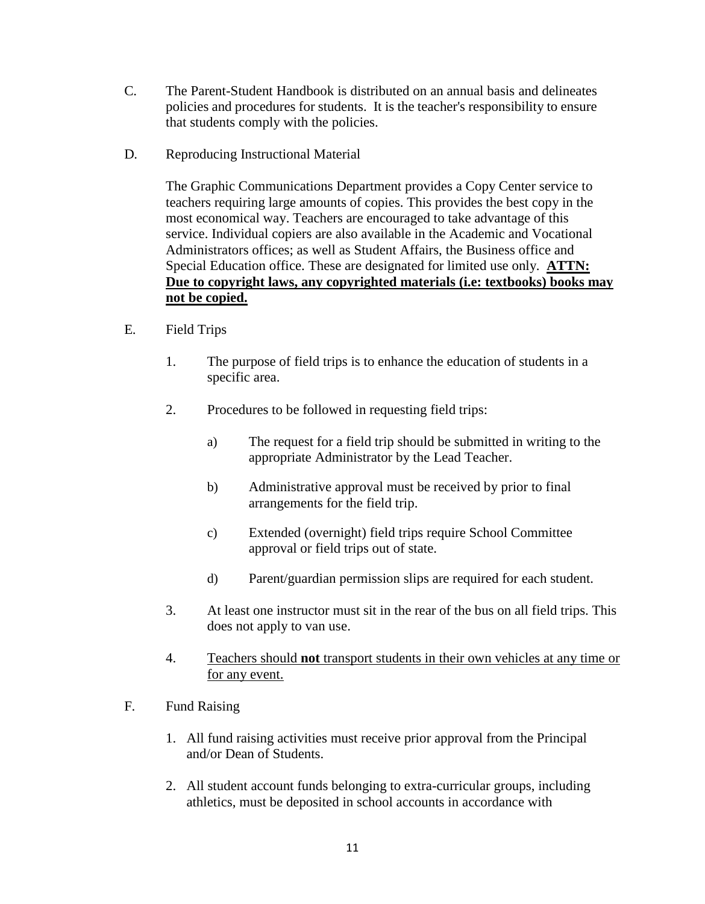C. The Parent-Student Handbook is distributed on an annual basis and delineates policies and procedures for students. It is the teacher's responsibility to ensure that students comply with the policies.

D. Reproducing Instructional Material

The Graphic Communications Department provides a Copy Center service to teachers requiring large amounts of copies. This provides the best copy in the most economical way. Teachers are encouraged to take advantage of this service. Individual copiers are also available in the Academic and Vocational Administrators offices; as well as Student Affairs, the Business office and Special Education office. These are designated for limited use only. <u>**ATTN: Due to copyright laws, any copyrighted materials (i.e: textbooks) books may not be copied.**</u>

E. Field Trips

1. The purpose of field trips is to enhance the education of students in a specific area.

2. Procedures to be followed in requesting field trips:

   a) The request for a field trip should be submitted in writing to the appropriate Administrator by the Lead Teacher.

   b) Administrative approval must be received by prior to final arrangements for the field trip.

   c) Extended (overnight) field trips require School Committee approval or field trips out of state.

   d) Parent/guardian permission slips are required for each student.

3. At least one instructor must sit in the rear of the bus on all field trips. This does not apply to van use.

4. <u>Teachers should **not** transport students in their own vehicles at any time or for any event.</u>

F. Fund Raising

1. All fund raising activities must receive prior approval from the Principal and/or Dean of Students.

2. All student account funds belonging to extra-curricular groups, including athletics, must be deposited in school accounts in accordance with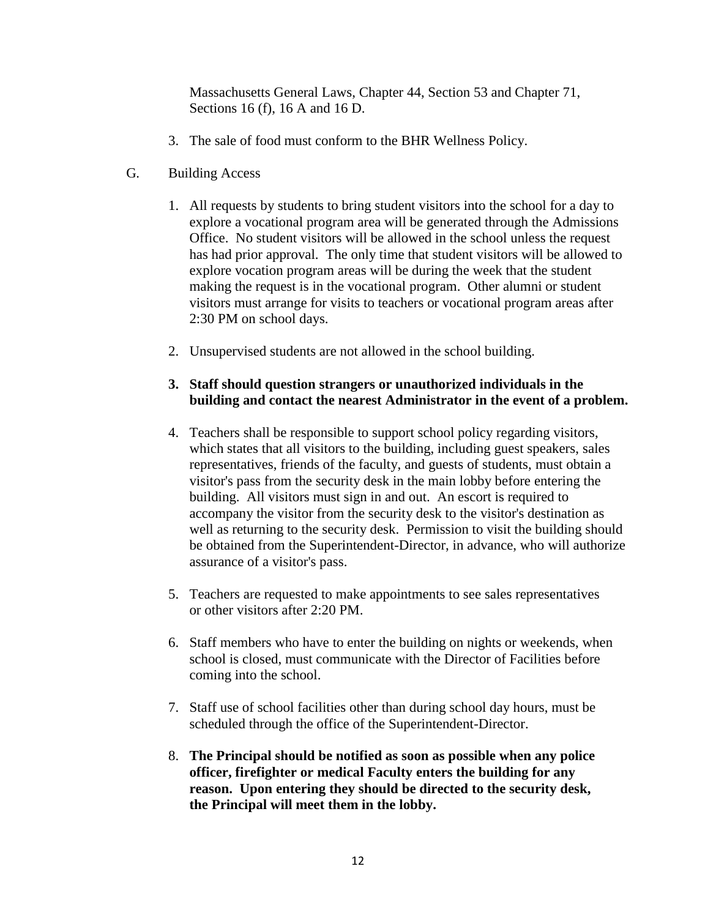Massachusetts General Laws, Chapter 44, Section 53 and Chapter 71, Sections 16 (f), 16 A and 16 D.

3. The sale of food must conform to the BHR Wellness Policy.

G. Building Access

1. All requests by students to bring student visitors into the school for a day to explore a vocational program area will be generated through the Admissions Office. No student visitors will be allowed in the school unless the request has had prior approval. The only time that student visitors will be allowed to explore vocation program areas will be during the week that the student making the request is in the vocational program. Other alumni or student visitors must arrange for visits to teachers or vocational program areas after 2:30 PM on school days.

2. Unsupervised students are not allowed in the school building.

3. **Staff should question strangers or unauthorized individuals in the building and contact the nearest Administrator in the event of a problem.**

4. Teachers shall be responsible to support school policy regarding visitors, which states that all visitors to the building, including guest speakers, sales representatives, friends of the faculty, and guests of students, must obtain a visitor's pass from the security desk in the main lobby before entering the building. All visitors must sign in and out. An escort is required to accompany the visitor from the security desk to the visitor's destination as well as returning to the security desk. Permission to visit the building should be obtained from the Superintendent-Director, in advance, who will authorize assurance of a visitor's pass.

5. Teachers are requested to make appointments to see sales representatives or other visitors after 2:20 PM.

6. Staff members who have to enter the building on nights or weekends, when school is closed, must communicate with the Director of Facilities before coming into the school.

7. Staff use of school facilities other than during school day hours, must be scheduled through the office of the Superintendent-Director.

8. **The Principal should be notified as soon as possible when any police officer, firefighter or medical Faculty enters the building for any reason. Upon entering they should be directed to the security desk, the Principal will meet them in the lobby.**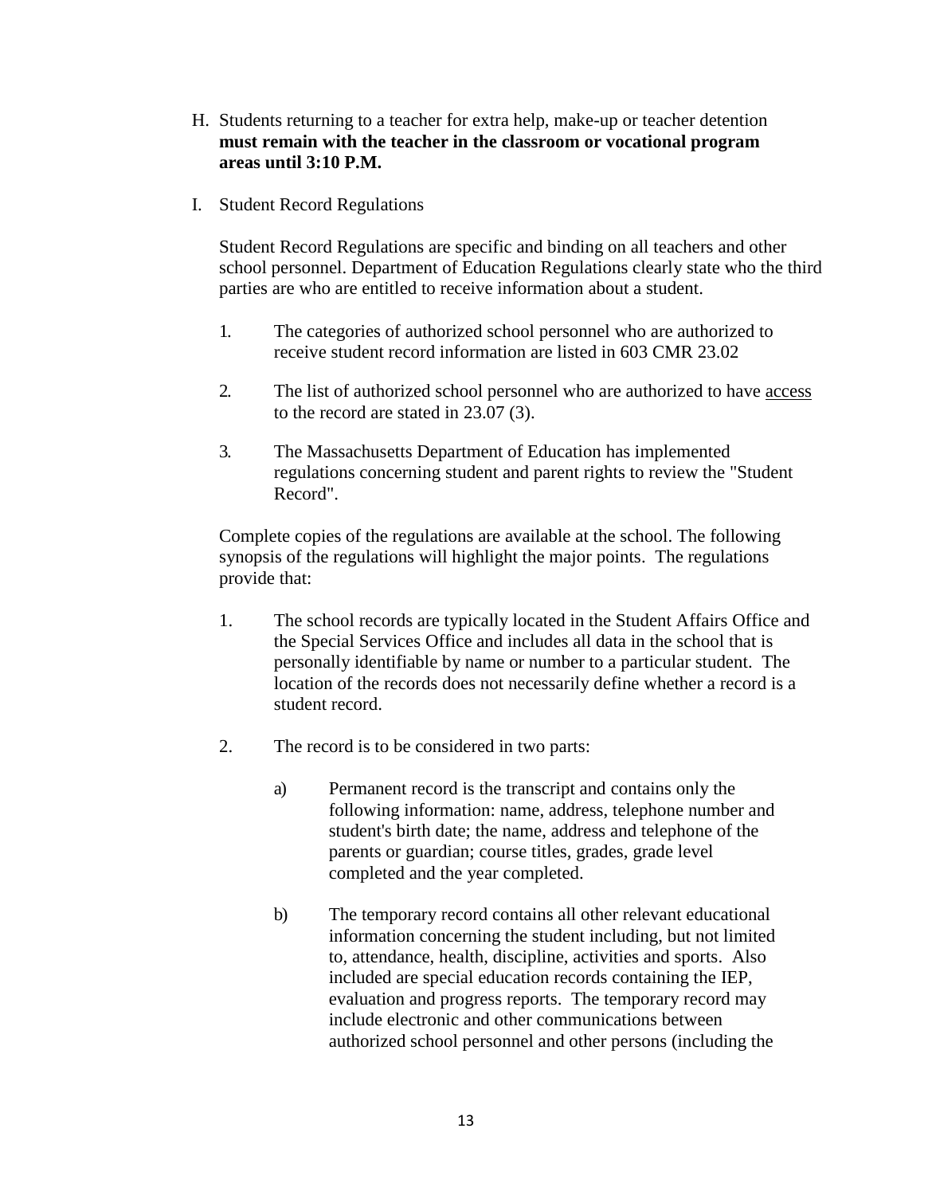H. Students returning to a teacher for extra help, make-up or teacher detention **must remain with the teacher in the classroom or vocational program areas until 3:10 P.M.**

I. Student Record Regulations

   Student Record Regulations are specific and binding on all teachers and other school personnel. Department of Education Regulations clearly state who the third parties are who are entitled to receive information about a student.

   1. The categories of authorized school personnel who are authorized to receive student record information are listed in 603 CMR 23.02

   2. The list of authorized school personnel who are authorized to have <u>access</u> to the record are stated in 23.07 (3).

   3. The Massachusetts Department of Education has implemented regulations concerning student and parent rights to review the "Student Record".

   Complete copies of the regulations are available at the school. The following synopsis of the regulations will highlight the major points. The regulations provide that:

   1. The school records are typically located in the Student Affairs Office and the Special Services Office and includes all data in the school that is personally identifiable by name or number to a particular student. The location of the records does not necessarily define whether a record is a student record.

   2. The record is to be considered in two parts:

      a) Permanent record is the transcript and contains only the following information: name, address, telephone number and student's birth date; the name, address and telephone of the parents or guardian; course titles, grades, grade level completed and the year completed.

      b) The temporary record contains all other relevant educational information concerning the student including, but not limited to, attendance, health, discipline, activities and sports. Also included are special education records containing the IEP, evaluation and progress reports. The temporary record may include electronic and other communications between authorized school personnel and other persons (including the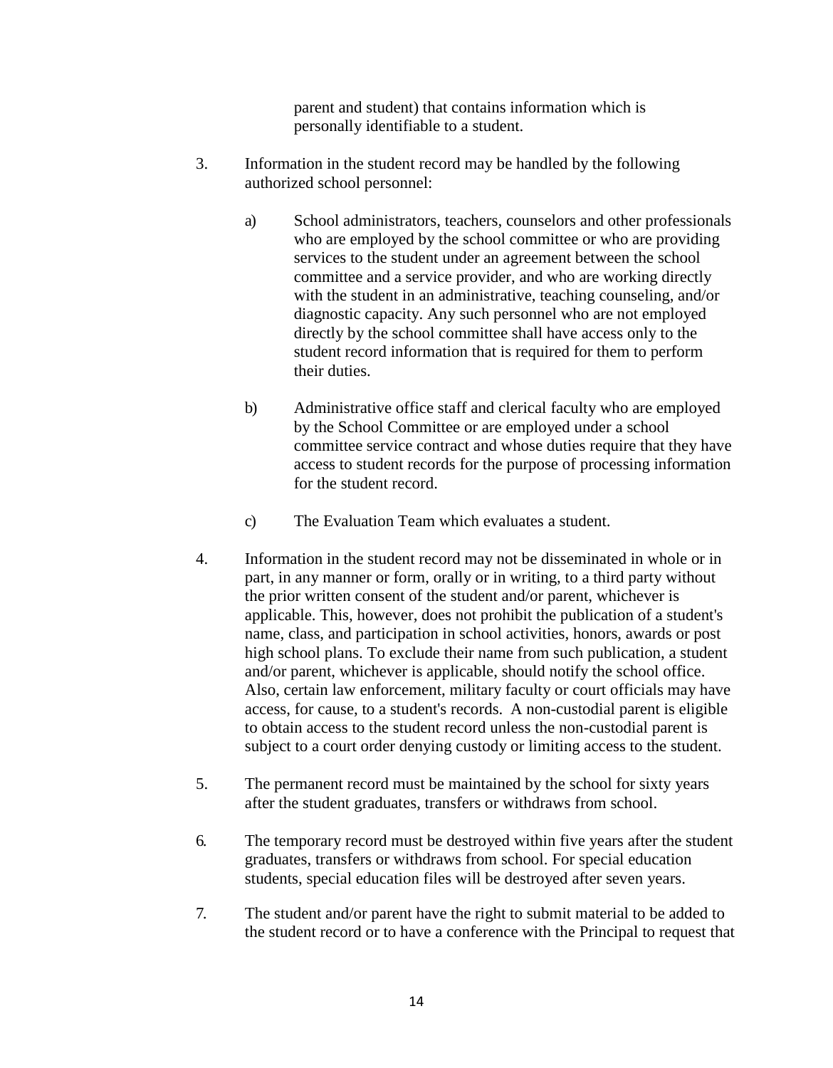parent and student) that contains information which is personally identifiable to a student.

3. Information in the student record may be handled by the following authorized school personnel:

   a) School administrators, teachers, counselors and other professionals who are employed by the school committee or who are providing services to the student under an agreement between the school committee and a service provider, and who are working directly with the student in an administrative, teaching counseling, and/or diagnostic capacity. Any such personnel who are not employed directly by the school committee shall have access only to the student record information that is required for them to perform their duties.

   b) Administrative office staff and clerical faculty who are employed by the School Committee or are employed under a school committee service contract and whose duties require that they have access to student records for the purpose of processing information for the student record.

   c) The Evaluation Team which evaluates a student.

4. Information in the student record may not be disseminated in whole or in part, in any manner or form, orally or in writing, to a third party without the prior written consent of the student and/or parent, whichever is applicable. This, however, does not prohibit the publication of a student's name, class, and participation in school activities, honors, awards or post high school plans. To exclude their name from such publication, a student and/or parent, whichever is applicable, should notify the school office. Also, certain law enforcement, military faculty or court officials may have access, for cause, to a student's records. A non-custodial parent is eligible to obtain access to the student record unless the non-custodial parent is subject to a court order denying custody or limiting access to the student.

5. The permanent record must be maintained by the school for sixty years after the student graduates, transfers or withdraws from school.

6. The temporary record must be destroyed within five years after the student graduates, transfers or withdraws from school. For special education students, special education files will be destroyed after seven years.

7. The student and/or parent have the right to submit material to be added to the student record or to have a conference with the Principal to request that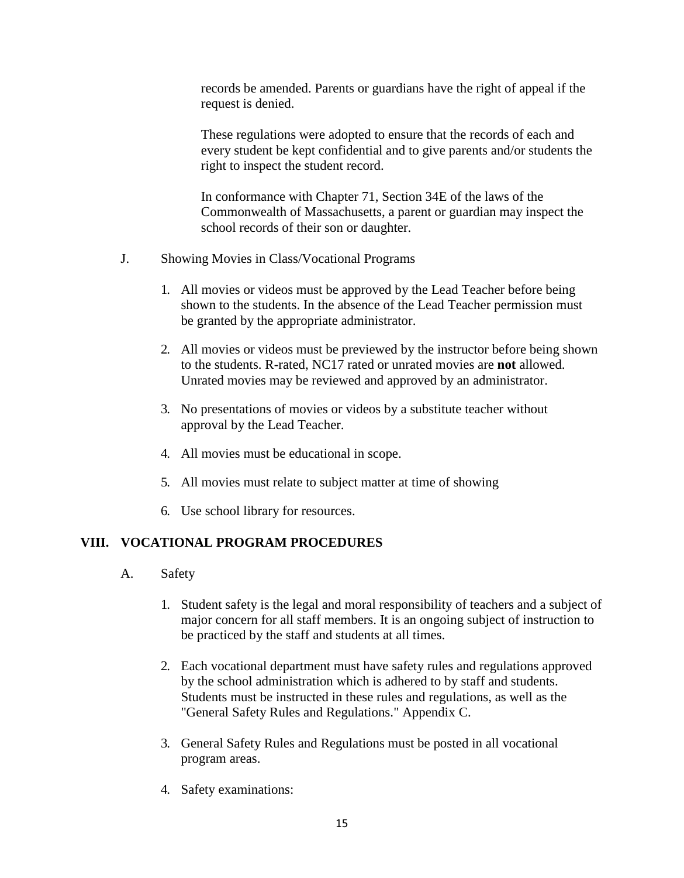records be amended. Parents or guardians have the right of appeal if the request is denied.

These regulations were adopted to ensure that the records of each and every student be kept confidential and to give parents and/or students the right to inspect the student record.

In conformance with Chapter 71, Section 34E of the laws of the Commonwealth of Massachusetts, a parent or guardian may inspect the school records of their son or daughter.

J. Showing Movies in Class/Vocational Programs

1. All movies or videos must be approved by the Lead Teacher before being shown to the students. In the absence of the Lead Teacher permission must be granted by the appropriate administrator.

2. All movies or videos must be previewed by the instructor before being shown to the students. R-rated, NC17 rated or unrated movies are **not** allowed. Unrated movies may be reviewed and approved by an administrator.

3. No presentations of movies or videos by a substitute teacher without approval by the Lead Teacher.

4. All movies must be educational in scope.

5. All movies must relate to subject matter at time of showing

6. Use school library for resources.

## VIII. VOCATIONAL PROGRAM PROCEDURES

A. Safety

1. Student safety is the legal and moral responsibility of teachers and a subject of major concern for all staff members. It is an ongoing subject of instruction to be practiced by the staff and students at all times.

2. Each vocational department must have safety rules and regulations approved by the school administration which is adhered to by staff and students. Students must be instructed in these rules and regulations, as well as the "General Safety Rules and Regulations." Appendix C.

3. General Safety Rules and Regulations must be posted in all vocational program areas.

4. Safety examinations: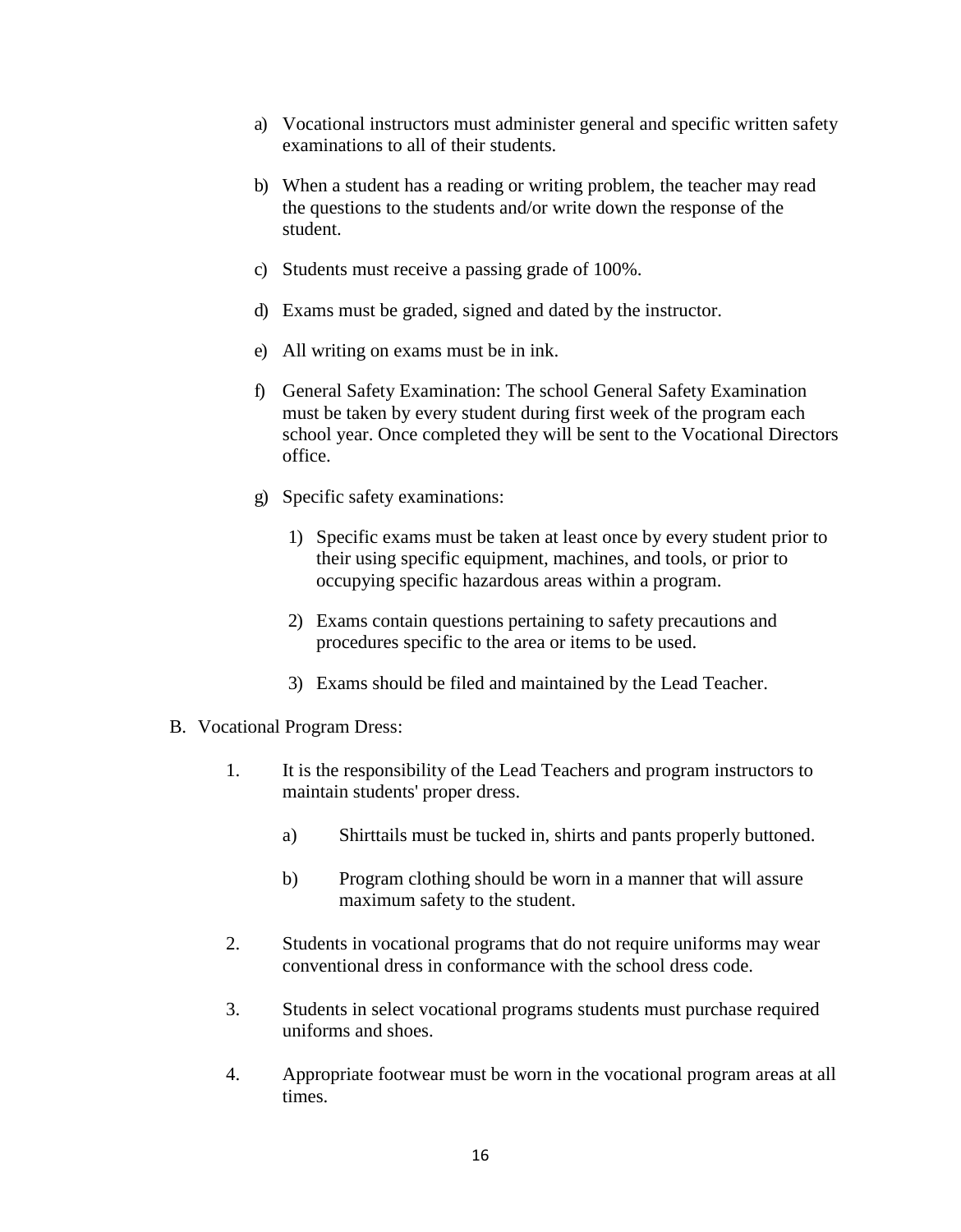a) Vocational instructors must administer general and specific written safety examinations to all of their students.

b) When a student has a reading or writing problem, the teacher may read the questions to the students and/or write down the response of the student.

c) Students must receive a passing grade of 100%.

d) Exams must be graded, signed and dated by the instructor.

e) All writing on exams must be in ink.

f) General Safety Examination: The school General Safety Examination must be taken by every student during first week of the program each school year. Once completed they will be sent to the Vocational Directors office.

g) Specific safety examinations:

   1) Specific exams must be taken at least once by every student prior to their using specific equipment, machines, and tools, or prior to occupying specific hazardous areas within a program.

   2) Exams contain questions pertaining to safety precautions and procedures specific to the area or items to be used.

   3) Exams should be filed and maintained by the Lead Teacher.

B. Vocational Program Dress:

1. It is the responsibility of the Lead Teachers and program instructors to maintain students' proper dress.

   a) Shirttails must be tucked in, shirts and pants properly buttoned.

   b) Program clothing should be worn in a manner that will assure maximum safety to the student.

2. Students in vocational programs that do not require uniforms may wear conventional dress in conformance with the school dress code.

3. Students in select vocational programs students must purchase required uniforms and shoes.

4. Appropriate footwear must be worn in the vocational program areas at all times.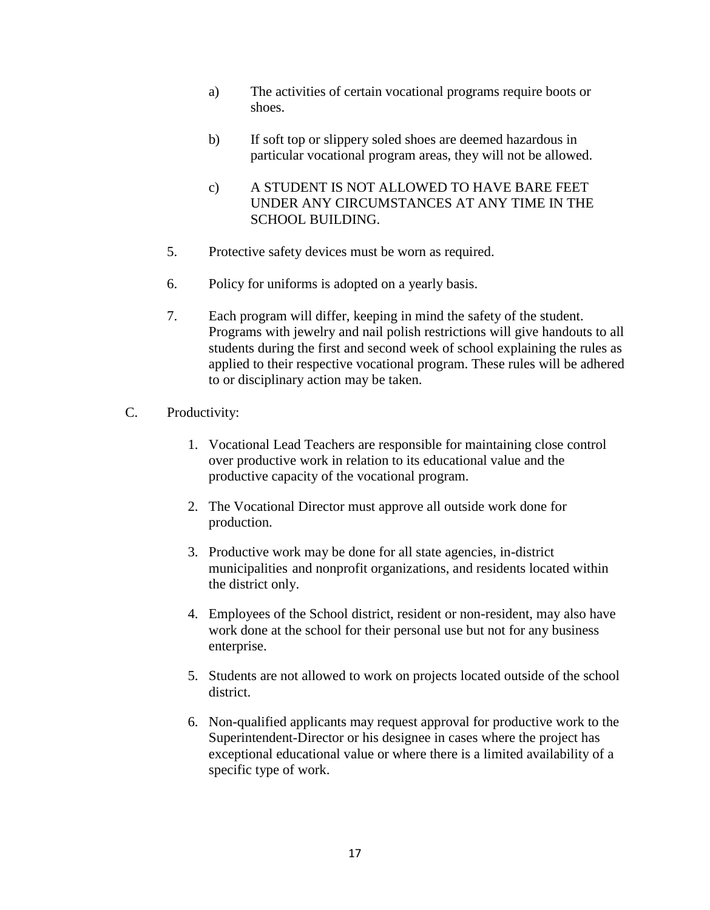a) The activities of certain vocational programs require boots or shoes.

b) If soft top or slippery soled shoes are deemed hazardous in particular vocational program areas, they will not be allowed.

c) A STUDENT IS NOT ALLOWED TO HAVE BARE FEET UNDER ANY CIRCUMSTANCES AT ANY TIME IN THE SCHOOL BUILDING.

5. Protective safety devices must be worn as required.

6. Policy for uniforms is adopted on a yearly basis.

7. Each program will differ, keeping in mind the safety of the student. Programs with jewelry and nail polish restrictions will give handouts to all students during the first and second week of school explaining the rules as applied to their respective vocational program. These rules will be adhered to or disciplinary action may be taken.

C. Productivity:

1. Vocational Lead Teachers are responsible for maintaining close control over productive work in relation to its educational value and the productive capacity of the vocational program.
2. The Vocational Director must approve all outside work done for production.
3. Productive work may be done for all state agencies, in-district municipalities and nonprofit organizations, and residents located within the district only.
4. Employees of the School district, resident or non-resident, may also have work done at the school for their personal use but not for any business enterprise.
5. Students are not allowed to work on projects located outside of the school district.
6. Non-qualified applicants may request approval for productive work to the Superintendent-Director or his designee in cases where the project has exceptional educational value or where there is a limited availability of a specific type of work.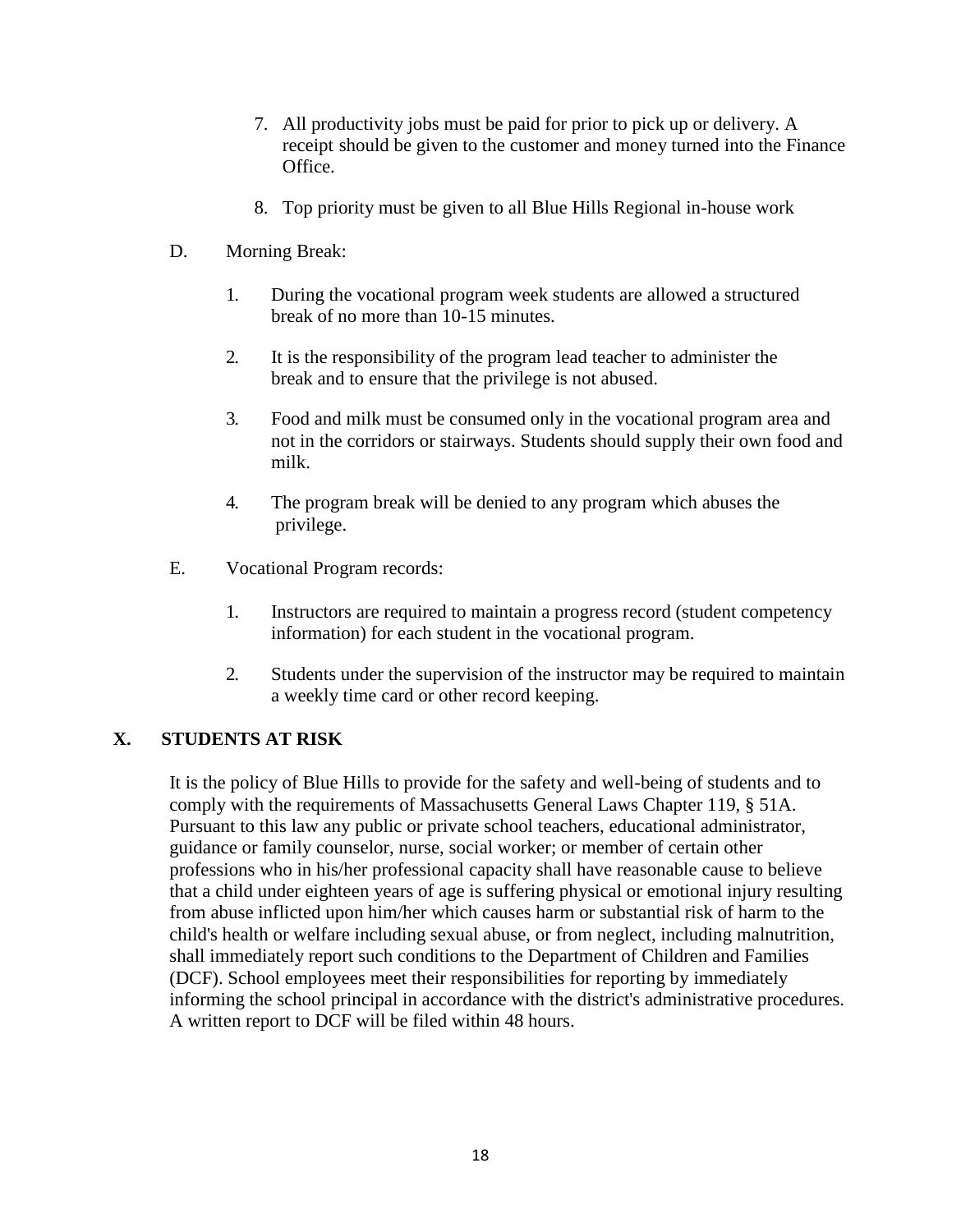7. All productivity jobs must be paid for prior to pick up or delivery. A receipt should be given to the customer and money turned into the Finance Office.

8. Top priority must be given to all Blue Hills Regional in-house work

D. Morning Break:

1. During the vocational program week students are allowed a structured break of no more than 10-15 minutes.

2. It is the responsibility of the program lead teacher to administer the break and to ensure that the privilege is not abused.

3. Food and milk must be consumed only in the vocational program area and not in the corridors or stairways. Students should supply their own food and milk.

4. The program break will be denied to any program which abuses the privilege.

E. Vocational Program records:

1. Instructors are required to maintain a progress record (student competency information) for each student in the vocational program.

2. Students under the supervision of the instructor may be required to maintain a weekly time card or other record keeping.

## X. STUDENTS AT RISK

It is the policy of Blue Hills to provide for the safety and well-being of students and to comply with the requirements of Massachusetts General Laws Chapter 119, § 51A. Pursuant to this law any public or private school teachers, educational administrator, guidance or family counselor, nurse, social worker; or member of certain other professions who in his/her professional capacity shall have reasonable cause to believe that a child under eighteen years of age is suffering physical or emotional injury resulting from abuse inflicted upon him/her which causes harm or substantial risk of harm to the child's health or welfare including sexual abuse, or from neglect, including malnutrition, shall immediately report such conditions to the Department of Children and Families (DCF). School employees meet their responsibilities for reporting by immediately informing the school principal in accordance with the district's administrative procedures. A written report to DCF will be filed within 48 hours.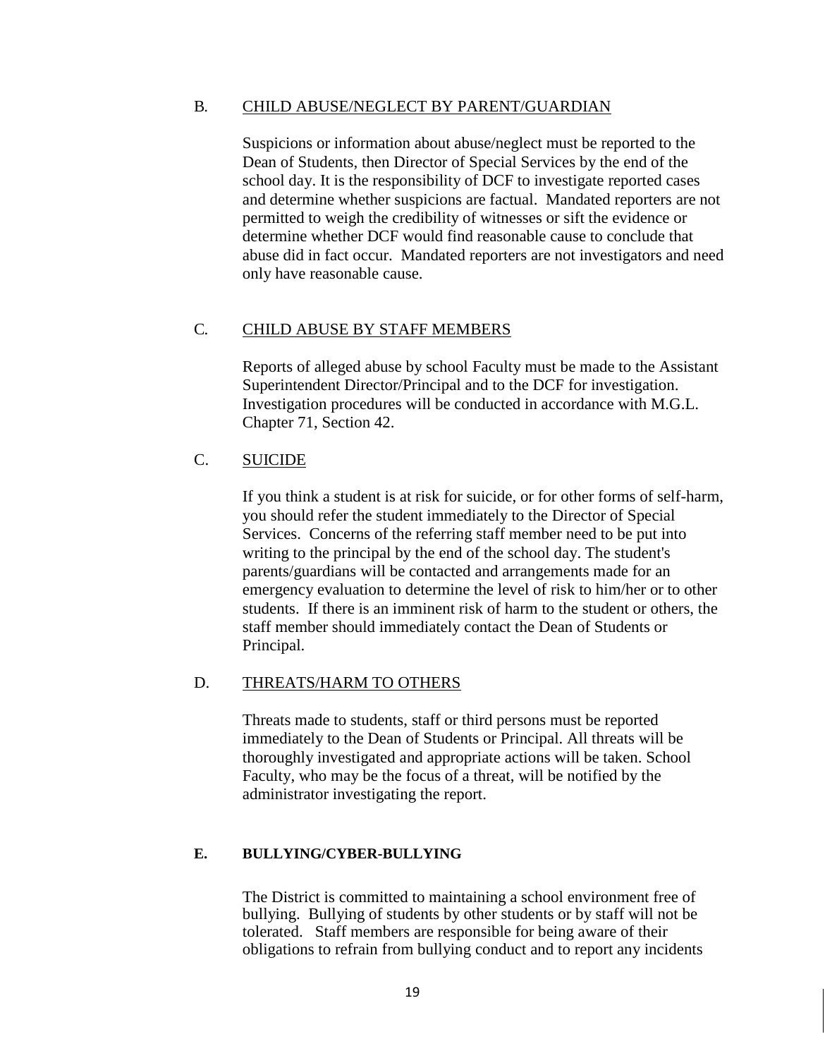### B. CHILD ABUSE/NEGLECT BY PARENT/GUARDIAN

Suspicions or information about abuse/neglect must be reported to the Dean of Students, then Director of Special Services by the end of the school day. It is the responsibility of DCF to investigate reported cases and determine whether suspicions are factual. Mandated reporters are not permitted to weigh the credibility of witnesses or sift the evidence or determine whether DCF would find reasonable cause to conclude that abuse did in fact occur. Mandated reporters are not investigators and need only have reasonable cause.

### C. CHILD ABUSE BY STAFF MEMBERS

Reports of alleged abuse by school Faculty must be made to the Assistant Superintendent Director/Principal and to the DCF for investigation. Investigation procedures will be conducted in accordance with M.G.L. Chapter 71, Section 42.

### C. SUICIDE

If you think a student is at risk for suicide, or for other forms of self-harm, you should refer the student immediately to the Director of Special Services. Concerns of the referring staff member need to be put into writing to the principal by the end of the school day. The student's parents/guardians will be contacted and arrangements made for an emergency evaluation to determine the level of risk to him/her or to other students. If there is an imminent risk of harm to the student or others, the staff member should immediately contact the Dean of Students or Principal.

### D. THREATS/HARM TO OTHERS

Threats made to students, staff or third persons must be reported immediately to the Dean of Students or Principal. All threats will be thoroughly investigated and appropriate actions will be taken. School Faculty, who may be the focus of a threat, will be notified by the administrator investigating the report.

### E. BULLYING/CYBER-BULLYING

The District is committed to maintaining a school environment free of bullying. Bullying of students by other students or by staff will not be tolerated. Staff members are responsible for being aware of their obligations to refrain from bullying conduct and to report any incidents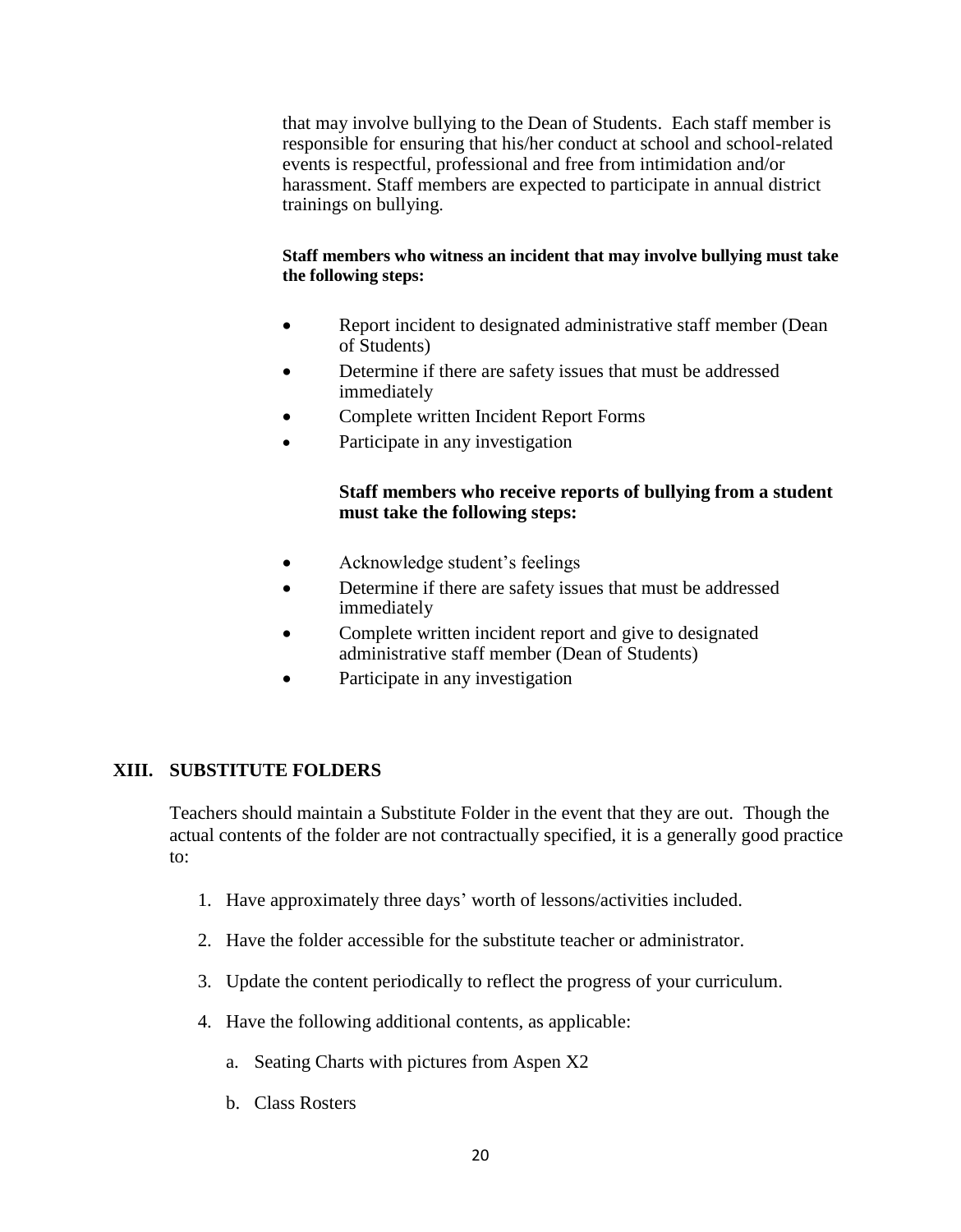that may involve bullying to the Dean of Students. Each staff member is responsible for ensuring that his/her conduct at school and school-related events is respectful, professional and free from intimidation and/or harassment. Staff members are expected to participate in annual district trainings on bullying.

**Staff members who witness an incident that may involve bullying must take the following steps:**

- Report incident to designated administrative staff member (Dean of Students)
- Determine if there are safety issues that must be addressed immediately
- Complete written Incident Report Forms
- Participate in any investigation

**Staff members who receive reports of bullying from a student must take the following steps:**

- Acknowledge student's feelings
- Determine if there are safety issues that must be addressed immediately
- Complete written incident report and give to designated administrative staff member (Dean of Students)
- Participate in any investigation

## XIII. SUBSTITUTE FOLDERS

Teachers should maintain a Substitute Folder in the event that they are out. Though the actual contents of the folder are not contractually specified, it is a generally good practice to:

1. Have approximately three days' worth of lessons/activities included.
2. Have the folder accessible for the substitute teacher or administrator.
3. Update the content periodically to reflect the progress of your curriculum.
4. Have the following additional contents, as applicable:
   a. Seating Charts with pictures from Aspen X2
   b. Class Rosters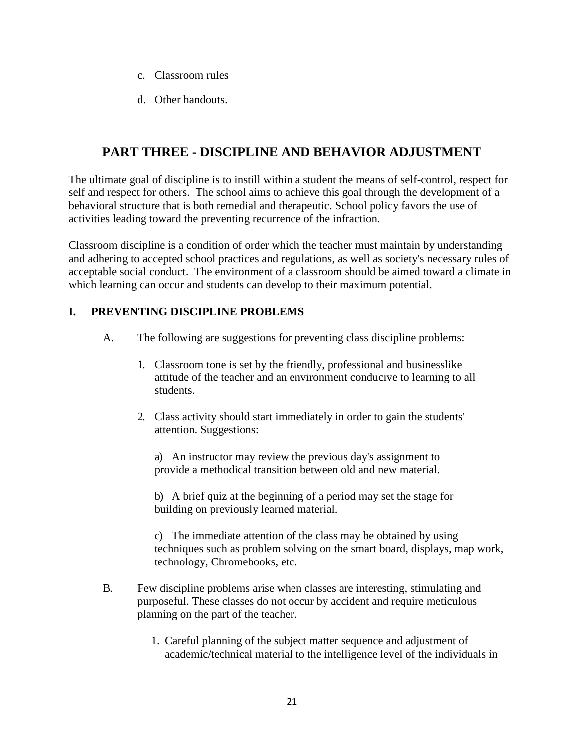c. Classroom rules

d. Other handouts.

## PART THREE - DISCIPLINE AND BEHAVIOR ADJUSTMENT

The ultimate goal of discipline is to instill within a student the means of self-control, respect for self and respect for others. The school aims to achieve this goal through the development of a behavioral structure that is both remedial and therapeutic. School policy favors the use of activities leading toward the preventing recurrence of the infraction.

Classroom discipline is a condition of order which the teacher must maintain by understanding and adhering to accepted school practices and regulations, as well as society's necessary rules of acceptable social conduct. The environment of a classroom should be aimed toward a climate in which learning can occur and students can develop to their maximum potential.

### I. PREVENTING DISCIPLINE PROBLEMS

A. The following are suggestions for preventing class discipline problems:

1. Classroom tone is set by the friendly, professional and businesslike attitude of the teacher and an environment conducive to learning to all students.

2. Class activity should start immediately in order to gain the students' attention. Suggestions:

   a) An instructor may review the previous day's assignment to provide a methodical transition between old and new material.

   b) A brief quiz at the beginning of a period may set the stage for building on previously learned material.

   c) The immediate attention of the class may be obtained by using techniques such as problem solving on the smart board, displays, map work, technology, Chromebooks, etc.

B. Few discipline problems arise when classes are interesting, stimulating and purposeful. These classes do not occur by accident and require meticulous planning on the part of the teacher.

1. Careful planning of the subject matter sequence and adjustment of academic/technical material to the intelligence level of the individuals in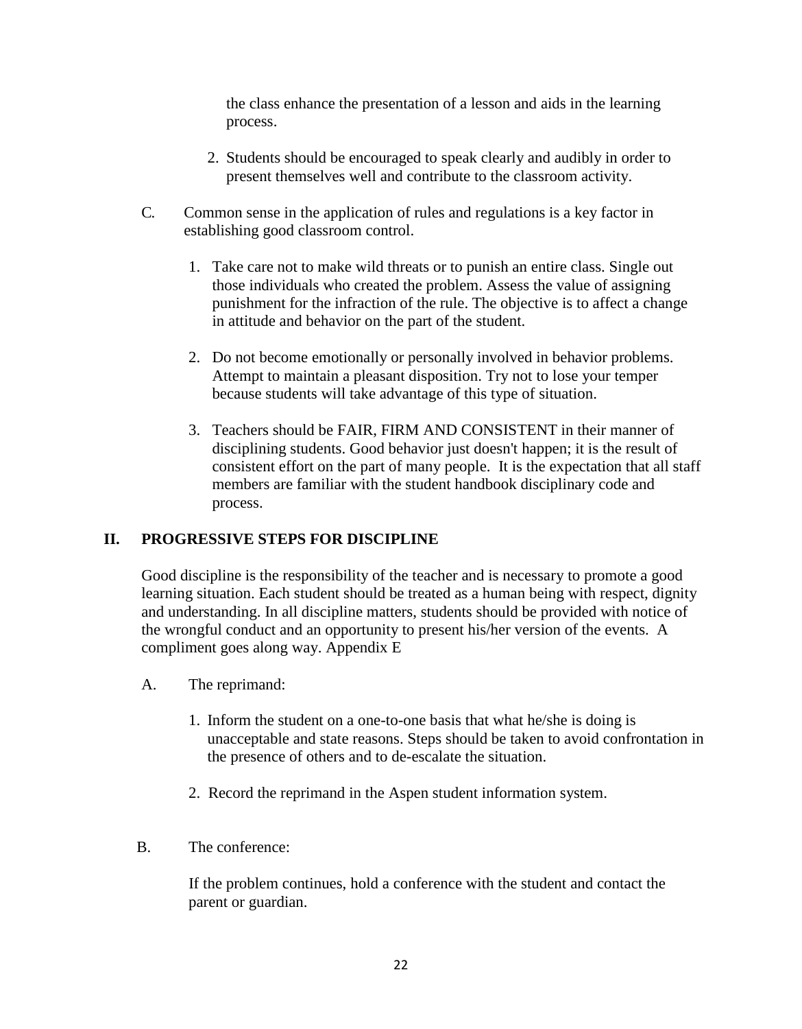the class enhance the presentation of a lesson and aids in the learning process.

2. Students should be encouraged to speak clearly and audibly in order to present themselves well and contribute to the classroom activity.

C. Common sense in the application of rules and regulations is a key factor in establishing good classroom control.

1. Take care not to make wild threats or to punish an entire class. Single out those individuals who created the problem. Assess the value of assigning punishment for the infraction of the rule. The objective is to affect a change in attitude and behavior on the part of the student.

2. Do not become emotionally or personally involved in behavior problems. Attempt to maintain a pleasant disposition. Try not to lose your temper because students will take advantage of this type of situation.

3. Teachers should be FAIR, FIRM AND CONSISTENT in their manner of disciplining students. Good behavior just doesn't happen; it is the result of consistent effort on the part of many people. It is the expectation that all staff members are familiar with the student handbook disciplinary code and process.

## II. PROGRESSIVE STEPS FOR DISCIPLINE

Good discipline is the responsibility of the teacher and is necessary to promote a good learning situation. Each student should be treated as a human being with respect, dignity and understanding. In all discipline matters, students should be provided with notice of the wrongful conduct and an opportunity to present his/her version of the events. A compliment goes along way. Appendix E

A. The reprimand:

1. Inform the student on a one-to-one basis that what he/she is doing is unacceptable and state reasons. Steps should be taken to avoid confrontation in the presence of others and to de-escalate the situation.

2. Record the reprimand in the Aspen student information system.

B. The conference:

If the problem continues, hold a conference with the student and contact the parent or guardian.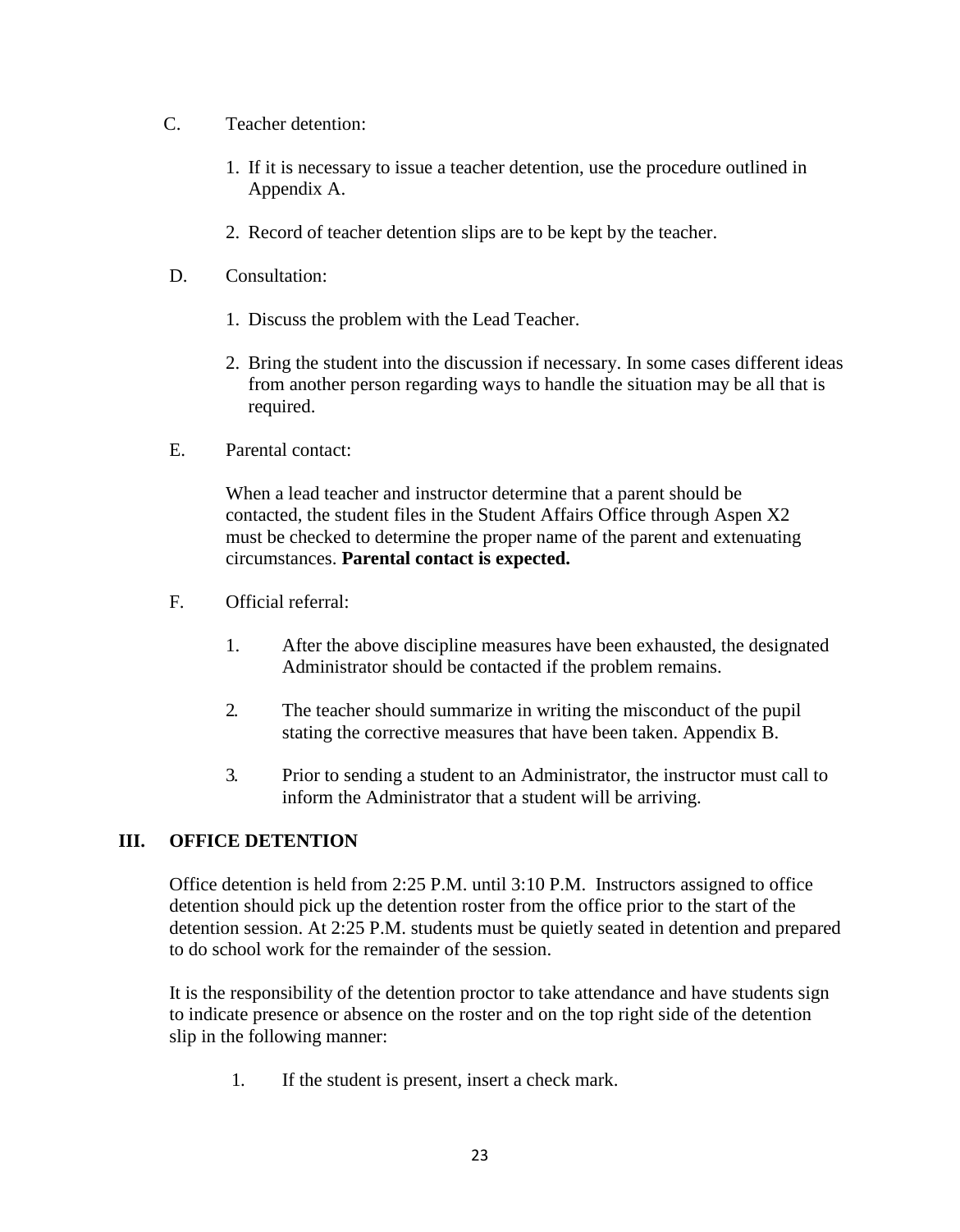C. Teacher detention:

1. If it is necessary to issue a teacher detention, use the procedure outlined in Appendix A.

2. Record of teacher detention slips are to be kept by the teacher.

D. Consultation:

1. Discuss the problem with the Lead Teacher.

2. Bring the student into the discussion if necessary. In some cases different ideas from another person regarding ways to handle the situation may be all that is required.

E. Parental contact:

When a lead teacher and instructor determine that a parent should be contacted, the student files in the Student Affairs Office through Aspen X2 must be checked to determine the proper name of the parent and extenuating circumstances. **Parental contact is expected.**

F. Official referral:

1. After the above discipline measures have been exhausted, the designated Administrator should be contacted if the problem remains.

2. The teacher should summarize in writing the misconduct of the pupil stating the corrective measures that have been taken. Appendix B.

3. Prior to sending a student to an Administrator, the instructor must call to inform the Administrator that a student will be arriving.

## III. OFFICE DETENTION

Office detention is held from 2:25 P.M. until 3:10 P.M. Instructors assigned to office detention should pick up the detention roster from the office prior to the start of the detention session. At 2:25 P.M. students must be quietly seated in detention and prepared to do school work for the remainder of the session.

It is the responsibility of the detention proctor to take attendance and have students sign to indicate presence or absence on the roster and on the top right side of the detention slip in the following manner:

1. If the student is present, insert a check mark.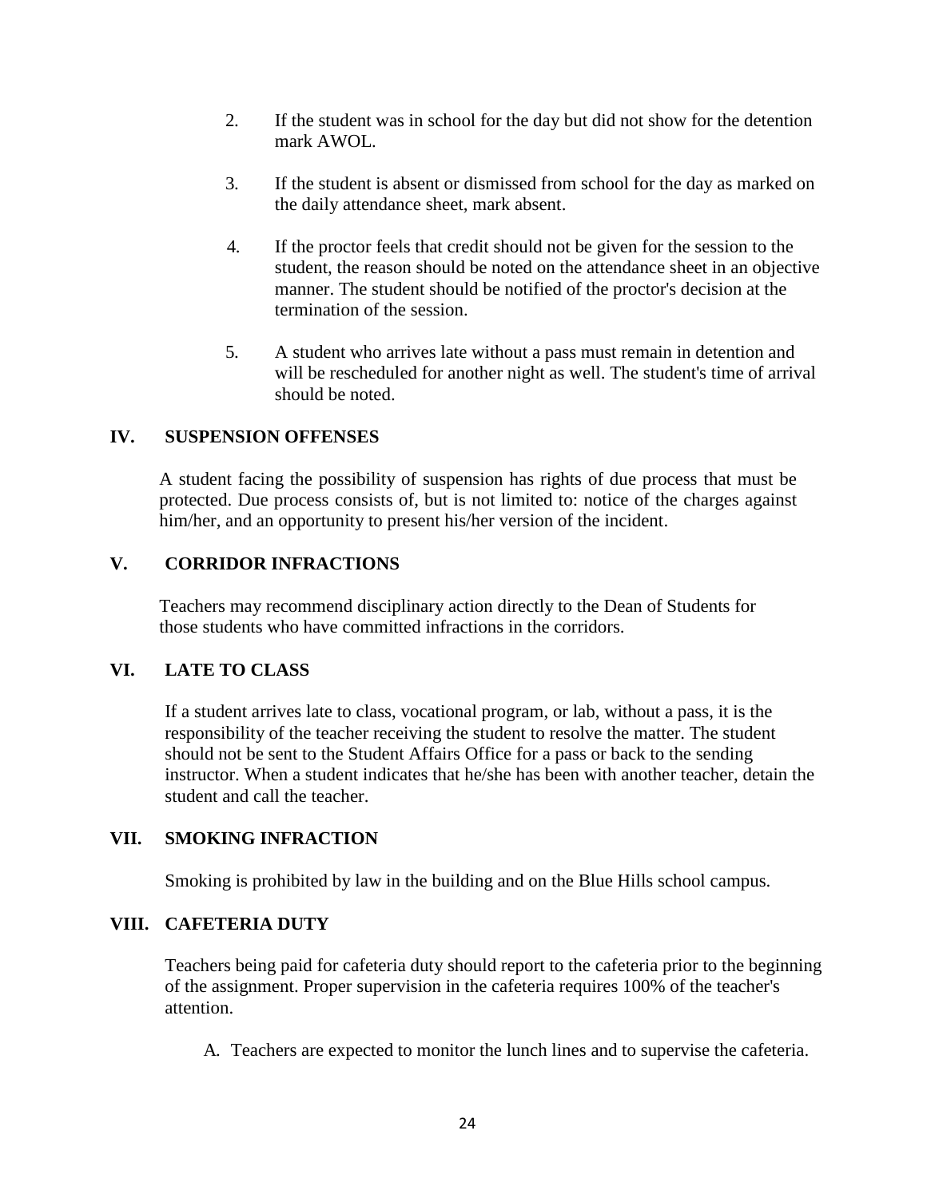2. If the student was in school for the day but did not show for the detention mark AWOL.

3. If the student is absent or dismissed from school for the day as marked on the daily attendance sheet, mark absent.

4. If the proctor feels that credit should not be given for the session to the student, the reason should be noted on the attendance sheet in an objective manner. The student should be notified of the proctor's decision at the termination of the session.

5. A student who arrives late without a pass must remain in detention and will be rescheduled for another night as well. The student's time of arrival should be noted.

## IV. SUSPENSION OFFENSES

A student facing the possibility of suspension has rights of due process that must be protected. Due process consists of, but is not limited to: notice of the charges against him/her, and an opportunity to present his/her version of the incident.

## V. CORRIDOR INFRACTIONS

Teachers may recommend disciplinary action directly to the Dean of Students for those students who have committed infractions in the corridors.

## VI. LATE TO CLASS

If a student arrives late to class, vocational program, or lab, without a pass, it is the responsibility of the teacher receiving the student to resolve the matter. The student should not be sent to the Student Affairs Office for a pass or back to the sending instructor. When a student indicates that he/she has been with another teacher, detain the student and call the teacher.

## VII. SMOKING INFRACTION

Smoking is prohibited by law in the building and on the Blue Hills school campus.

## VIII. CAFETERIA DUTY

Teachers being paid for cafeteria duty should report to the cafeteria prior to the beginning of the assignment. Proper supervision in the cafeteria requires 100% of the teacher's attention.

A. Teachers are expected to monitor the lunch lines and to supervise the cafeteria.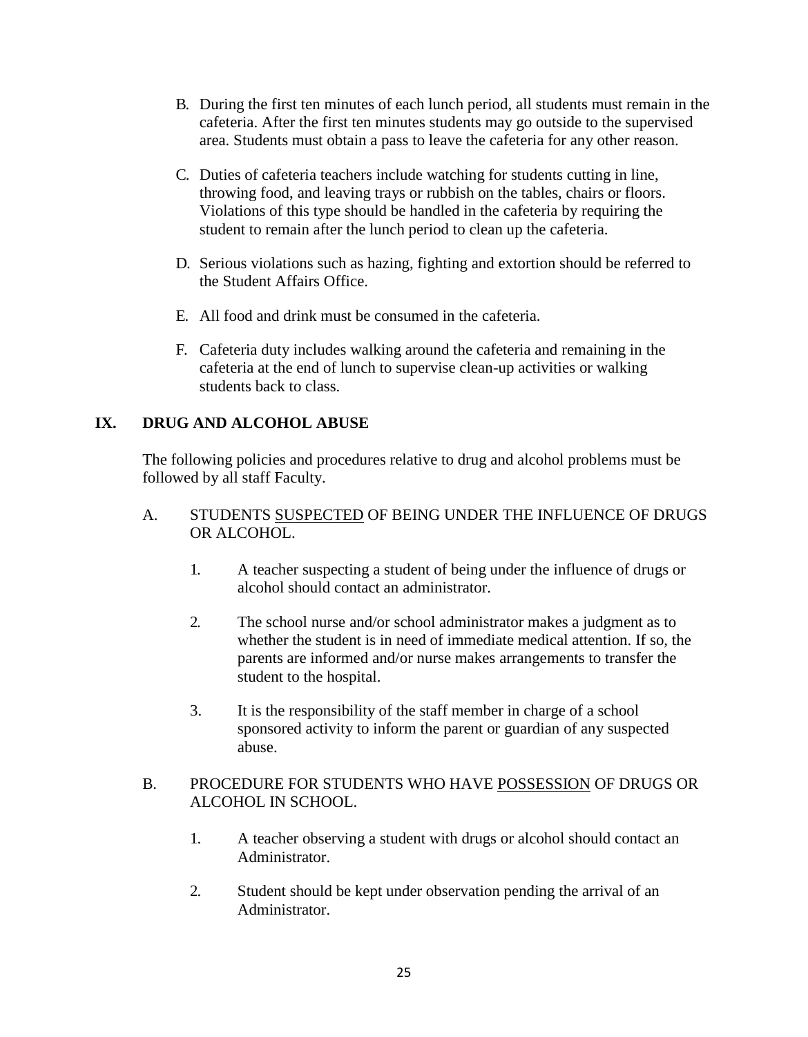B. During the first ten minutes of each lunch period, all students must remain in the cafeteria. After the first ten minutes students may go outside to the supervised area. Students must obtain a pass to leave the cafeteria for any other reason.

C. Duties of cafeteria teachers include watching for students cutting in line, throwing food, and leaving trays or rubbish on the tables, chairs or floors. Violations of this type should be handled in the cafeteria by requiring the student to remain after the lunch period to clean up the cafeteria.

D. Serious violations such as hazing, fighting and extortion should be referred to the Student Affairs Office.

E. All food and drink must be consumed in the cafeteria.

F. Cafeteria duty includes walking around the cafeteria and remaining in the cafeteria at the end of lunch to supervise clean-up activities or walking students back to class.

## IX. DRUG AND ALCOHOL ABUSE

The following policies and procedures relative to drug and alcohol problems must be followed by all staff Faculty.

A. STUDENTS <u>SUSPECTED</u> OF BEING UNDER THE INFLUENCE OF DRUGS OR ALCOHOL.

1. A teacher suspecting a student of being under the influence of drugs or alcohol should contact an administrator.

2. The school nurse and/or school administrator makes a judgment as to whether the student is in need of immediate medical attention. If so, the parents are informed and/or nurse makes arrangements to transfer the student to the hospital.

3. It is the responsibility of the staff member in charge of a school sponsored activity to inform the parent or guardian of any suspected abuse.

B. PROCEDURE FOR STUDENTS WHO HAVE <u>POSSESSION</u> OF DRUGS OR ALCOHOL IN SCHOOL.

1. A teacher observing a student with drugs or alcohol should contact an Administrator.

2. Student should be kept under observation pending the arrival of an Administrator.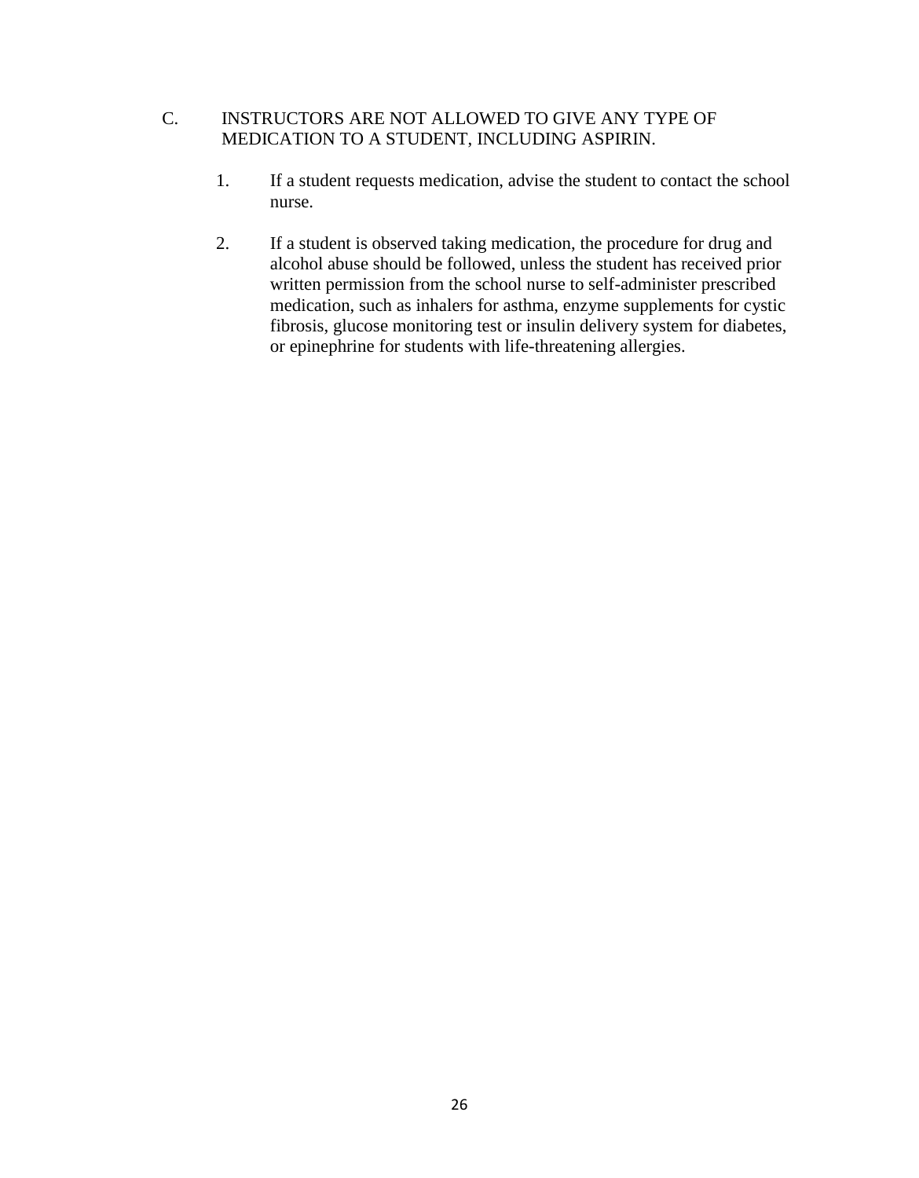C. INSTRUCTORS ARE NOT ALLOWED TO GIVE ANY TYPE OF MEDICATION TO A STUDENT, INCLUDING ASPIRIN.

1. If a student requests medication, advise the student to contact the school nurse.

2. If a student is observed taking medication, the procedure for drug and alcohol abuse should be followed, unless the student has received prior written permission from the school nurse to self-administer prescribed medication, such as inhalers for asthma, enzyme supplements for cystic fibrosis, glucose monitoring test or insulin delivery system for diabetes, or epinephrine for students with life-threatening allergies.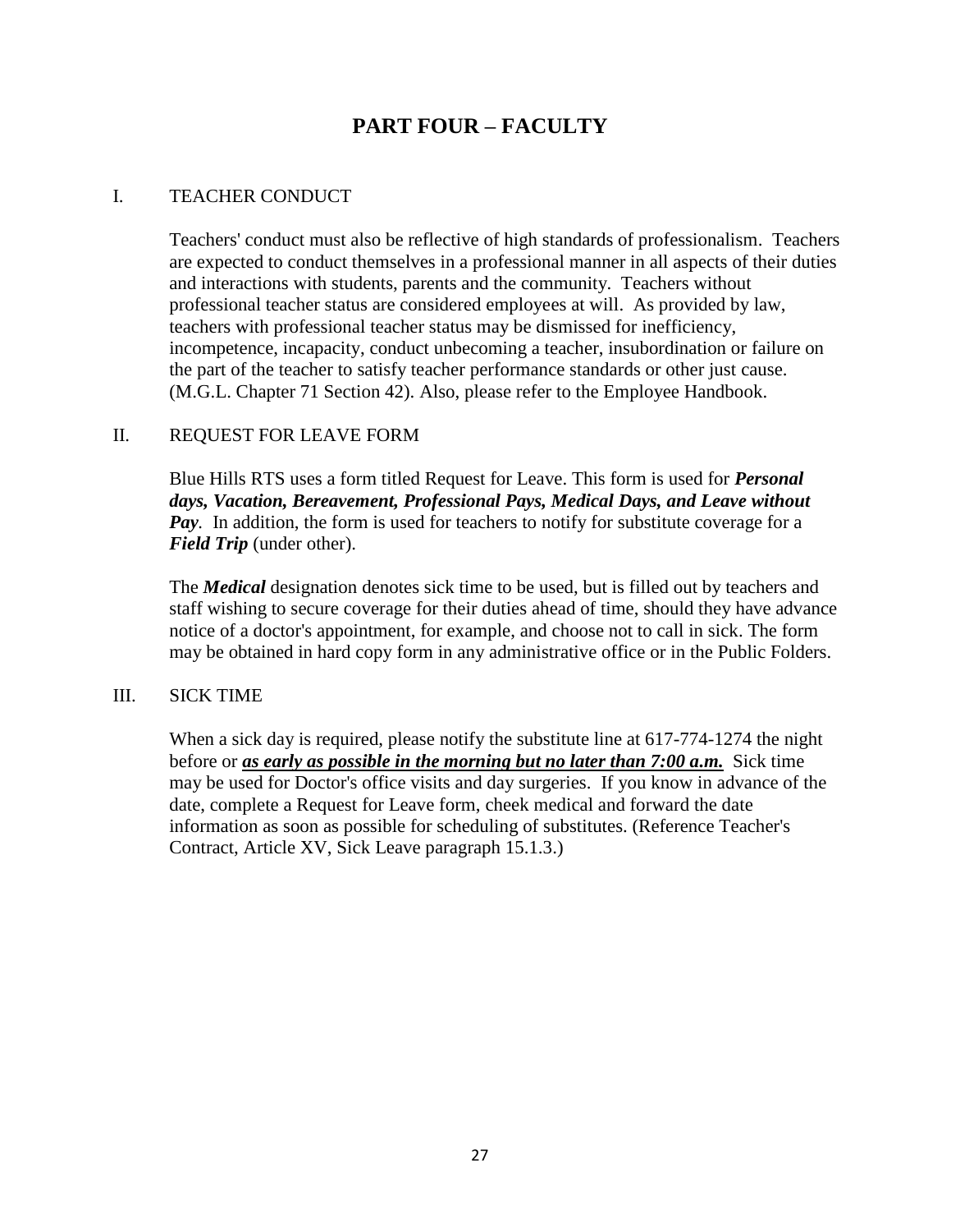# PART FOUR – FACULTY

## I. TEACHER CONDUCT

Teachers' conduct must also be reflective of high standards of professionalism. Teachers are expected to conduct themselves in a professional manner in all aspects of their duties and interactions with students, parents and the community. Teachers without professional teacher status are considered employees at will. As provided by law, teachers with professional teacher status may be dismissed for inefficiency, incompetence, incapacity, conduct unbecoming a teacher, insubordination or failure on the part of the teacher to satisfy teacher performance standards or other just cause. (M.G.L. Chapter 71 Section 42). Also, please refer to the Employee Handbook.

## II. REQUEST FOR LEAVE FORM

Blue Hills RTS uses a form titled Request for Leave. This form is used for ***Personal days, Vacation, Bereavement, Professional Pays, Medical Days, and Leave without Pay***. In addition, the form is used for teachers to notify for substitute coverage for a ***Field Trip*** (under other).

The ***Medical*** designation denotes sick time to be used, but is filled out by teachers and staff wishing to secure coverage for their duties ahead of time, should they have advance notice of a doctor's appointment, for example, and choose not to call in sick. The form may be obtained in hard copy form in any administrative office or in the Public Folders.

## III. SICK TIME

When a sick day is required, please notify the substitute line at 617-774-1274 the night before or <u>***as early as possible in the morning but no later than 7:00 a.m.***</u> Sick time may be used for Doctor's office visits and day surgeries. If you know in advance of the date, complete a Request for Leave form, cheek medical and forward the date information as soon as possible for scheduling of substitutes. (Reference Teacher's Contract, Article XV, Sick Leave paragraph 15.1.3.)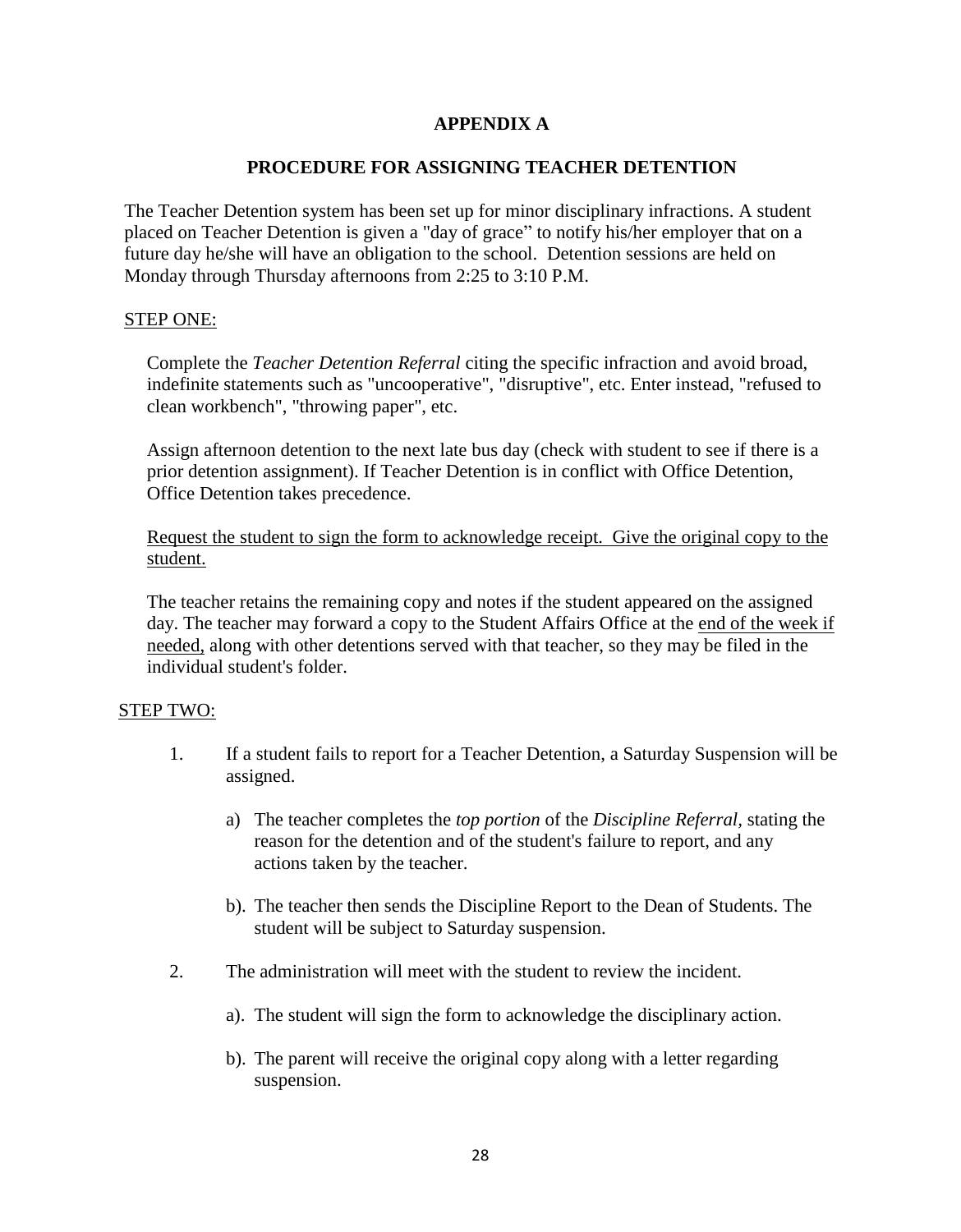# APPENDIX A

## PROCEDURE FOR ASSIGNING TEACHER DETENTION

The Teacher Detention system has been set up for minor disciplinary infractions. A student placed on Teacher Detention is given a "day of grace" to notify his/her employer that on a future day he/she will have an obligation to the school. Detention sessions are held on Monday through Thursday afternoons from 2:25 to 3:10 P.M.

STEP ONE:

Complete the *Teacher Detention Referral* citing the specific infraction and avoid broad, indefinite statements such as "uncooperative", "disruptive", etc. Enter instead, "refused to clean workbench", "throwing paper", etc.

Assign afternoon detention to the next late bus day (check with student to see if there is a prior detention assignment). If Teacher Detention is in conflict with Office Detention, Office Detention takes precedence.

Request the student to sign the form to acknowledge receipt. Give the original copy to the student.

The teacher retains the remaining copy and notes if the student appeared on the assigned day. The teacher may forward a copy to the Student Affairs Office at the end of the week if needed, along with other detentions served with that teacher, so they may be filed in the individual student's folder.

STEP TWO:

1. If a student fails to report for a Teacher Detention, a Saturday Suspension will be assigned.

   a) The teacher completes the *top portion* of the *Discipline Referral*, stating the reason for the detention and of the student's failure to report, and any actions taken by the teacher.

   b). The teacher then sends the Discipline Report to the Dean of Students. The student will be subject to Saturday suspension.

2. The administration will meet with the student to review the incident.

   a). The student will sign the form to acknowledge the disciplinary action.

   b). The parent will receive the original copy along with a letter regarding suspension.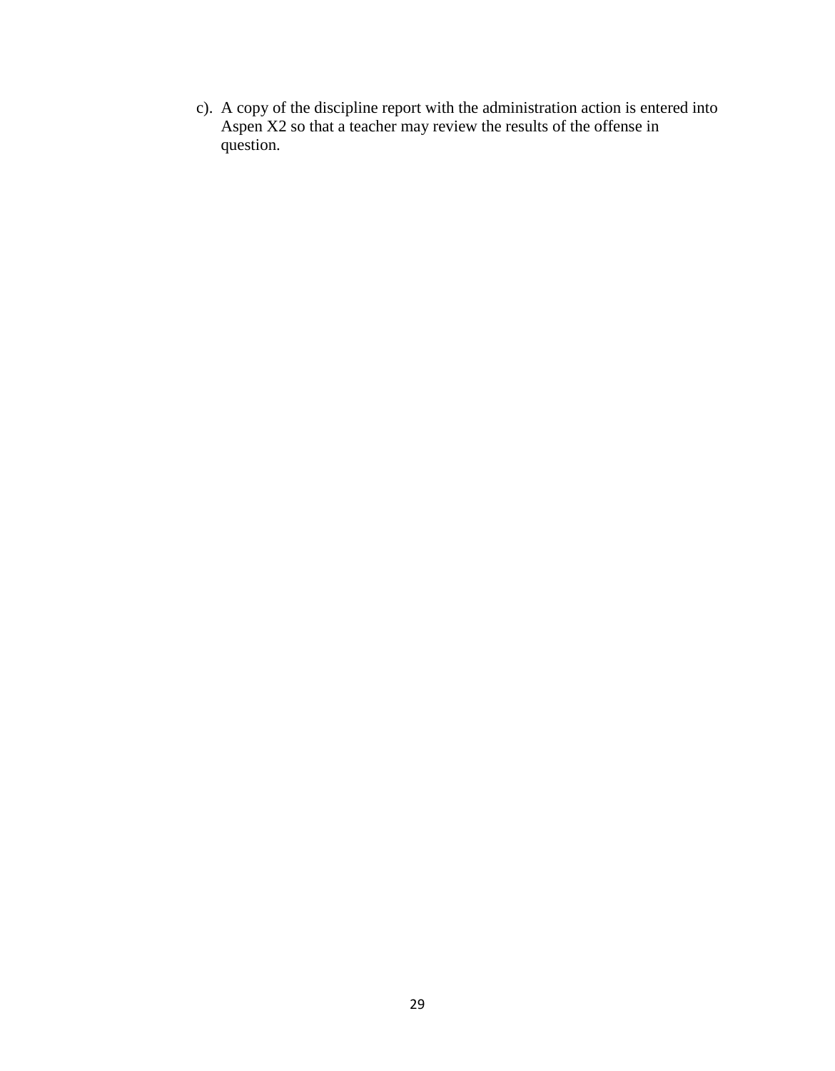c). A copy of the discipline report with the administration action is entered into Aspen X2 so that a teacher may review the results of the offense in question.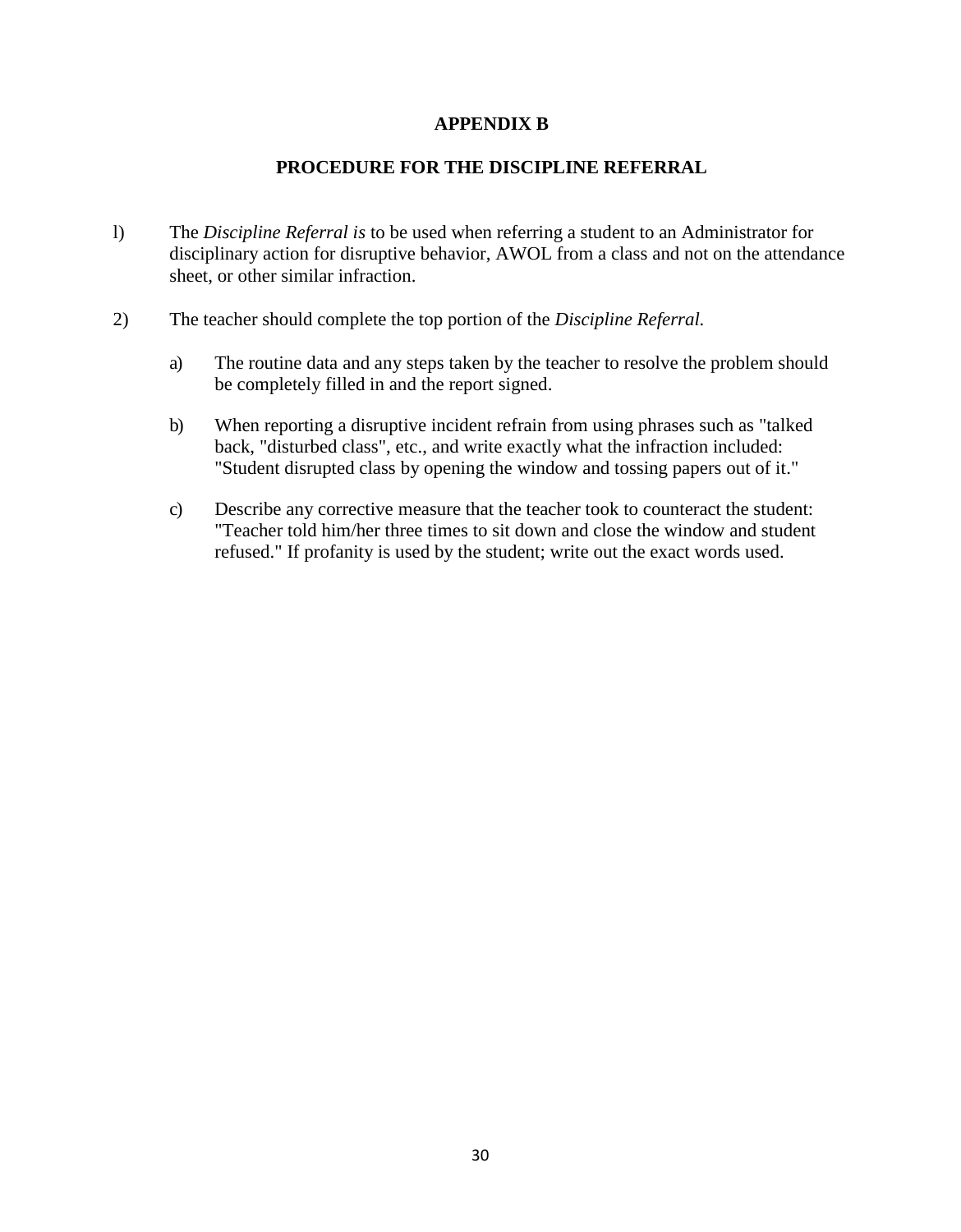## APPENDIX B

## PROCEDURE FOR THE DISCIPLINE REFERRAL

l) The *Discipline Referral is* to be used when referring a student to an Administrator for disciplinary action for disruptive behavior, AWOL from a class and not on the attendance sheet, or other similar infraction.

2) The teacher should complete the top portion of the *Discipline Referral.*

   a) The routine data and any steps taken by the teacher to resolve the problem should be completely filled in and the report signed.

   b) When reporting a disruptive incident refrain from using phrases such as "talked back, "disturbed class", etc., and write exactly what the infraction included: "Student disrupted class by opening the window and tossing papers out of it."

   c) Describe any corrective measure that the teacher took to counteract the student: "Teacher told him/her three times to sit down and close the window and student refused." If profanity is used by the student; write out the exact words used.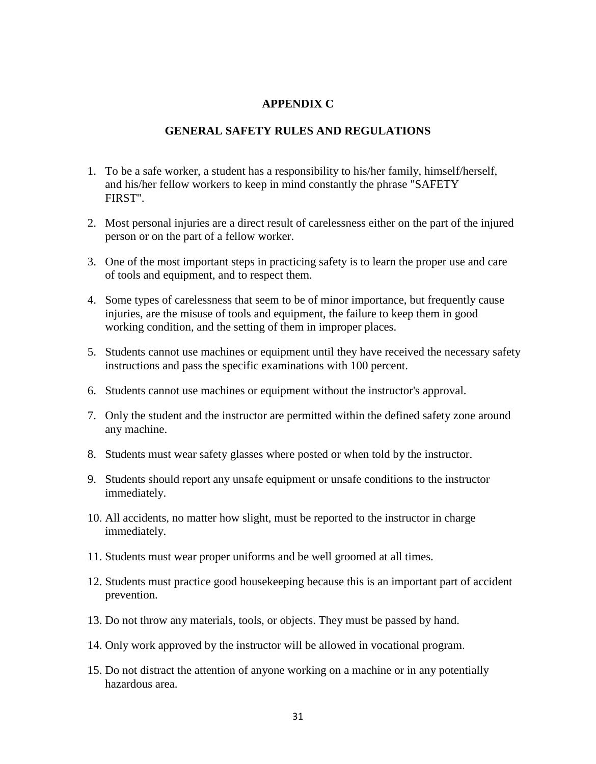## APPENDIX C

## GENERAL SAFETY RULES AND REGULATIONS

1. To be a safe worker, a student has a responsibility to his/her family, himself/herself, and his/her fellow workers to keep in mind constantly the phrase "SAFETY FIRST".
2. Most personal injuries are a direct result of carelessness either on the part of the injured person or on the part of a fellow worker.
3. One of the most important steps in practicing safety is to learn the proper use and care of tools and equipment, and to respect them.
4. Some types of carelessness that seem to be of minor importance, but frequently cause injuries, are the misuse of tools and equipment, the failure to keep them in good working condition, and the setting of them in improper places.
5. Students cannot use machines or equipment until they have received the necessary safety instructions and pass the specific examinations with 100 percent.
6. Students cannot use machines or equipment without the instructor's approval.
7. Only the student and the instructor are permitted within the defined safety zone around any machine.
8. Students must wear safety glasses where posted or when told by the instructor.
9. Students should report any unsafe equipment or unsafe conditions to the instructor immediately.
10. All accidents, no matter how slight, must be reported to the instructor in charge immediately.
11. Students must wear proper uniforms and be well groomed at all times.
12. Students must practice good housekeeping because this is an important part of accident prevention.
13. Do not throw any materials, tools, or objects. They must be passed by hand.
14. Only work approved by the instructor will be allowed in vocational program.
15. Do not distract the attention of anyone working on a machine or in any potentially hazardous area.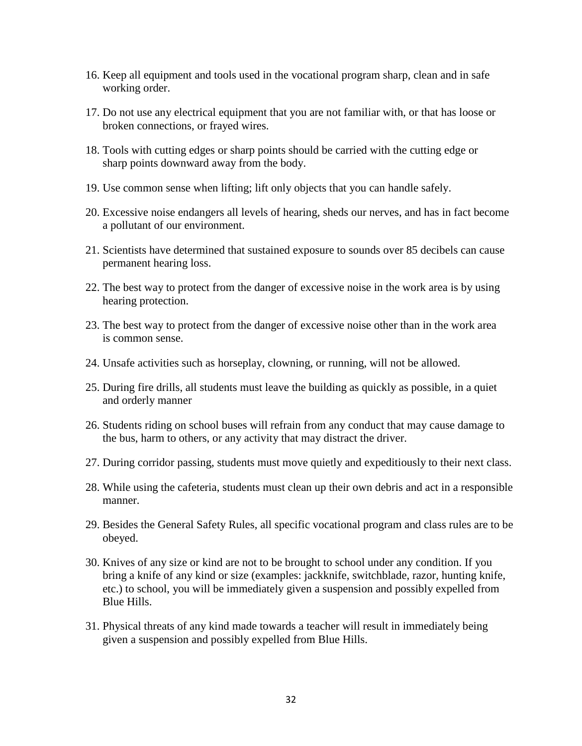16. Keep all equipment and tools used in the vocational program sharp, clean and in safe working order.

17. Do not use any electrical equipment that you are not familiar with, or that has loose or broken connections, or frayed wires.

18. Tools with cutting edges or sharp points should be carried with the cutting edge or sharp points downward away from the body.

19. Use common sense when lifting; lift only objects that you can handle safely.

20. Excessive noise endangers all levels of hearing, sheds our nerves, and has in fact become a pollutant of our environment.

21. Scientists have determined that sustained exposure to sounds over 85 decibels can cause permanent hearing loss.

22. The best way to protect from the danger of excessive noise in the work area is by using hearing protection.

23. The best way to protect from the danger of excessive noise other than in the work area is common sense.

24. Unsafe activities such as horseplay, clowning, or running, will not be allowed.

25. During fire drills, all students must leave the building as quickly as possible, in a quiet and orderly manner

26. Students riding on school buses will refrain from any conduct that may cause damage to the bus, harm to others, or any activity that may distract the driver.

27. During corridor passing, students must move quietly and expeditiously to their next class.

28. While using the cafeteria, students must clean up their own debris and act in a responsible manner.

29. Besides the General Safety Rules, all specific vocational program and class rules are to be obeyed.

30. Knives of any size or kind are not to be brought to school under any condition. If you bring a knife of any kind or size (examples: jackknife, switchblade, razor, hunting knife, etc.) to school, you will be immediately given a suspension and possibly expelled from Blue Hills.

31. Physical threats of any kind made towards a teacher will result in immediately being given a suspension and possibly expelled from Blue Hills.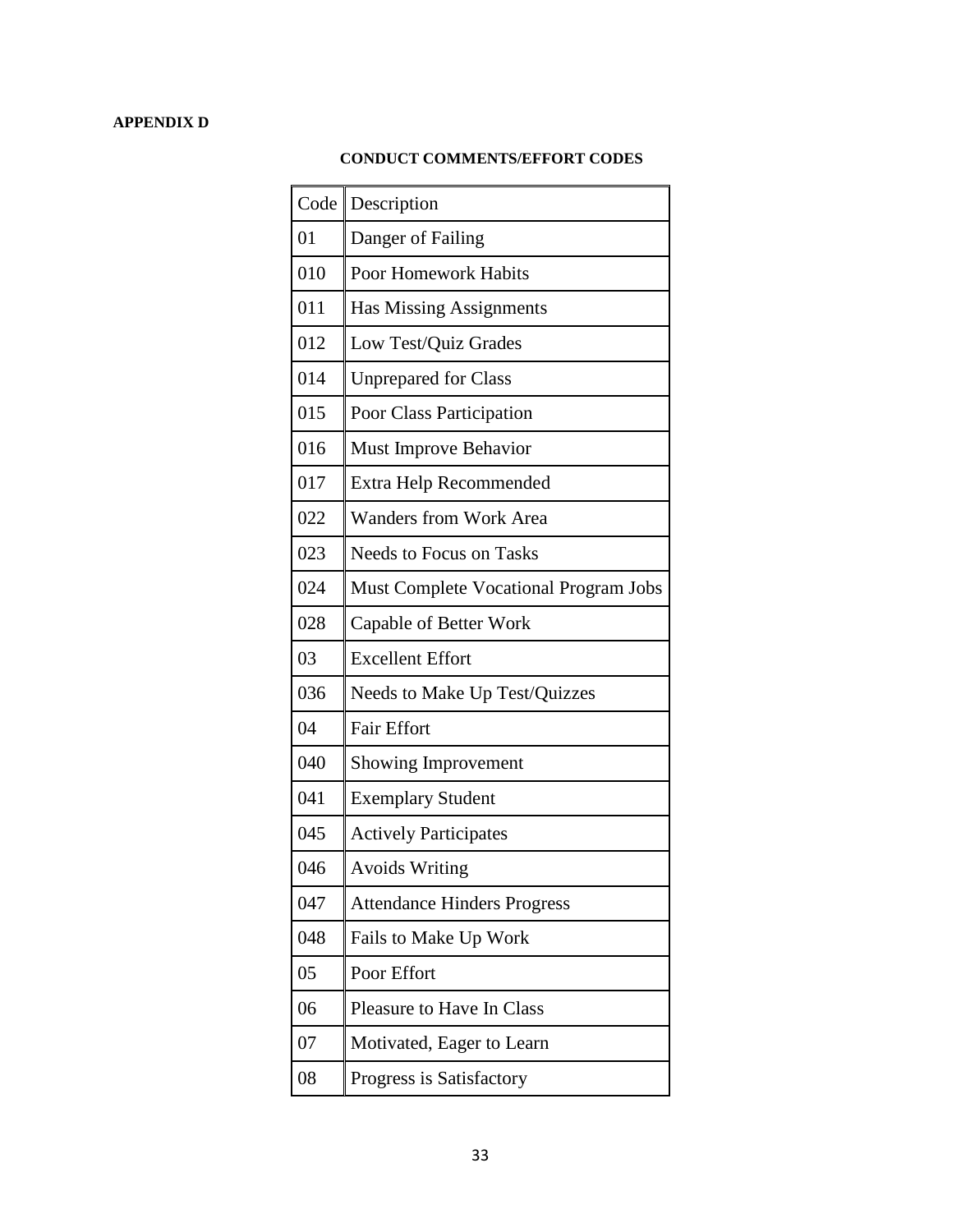**APPENDIX D**

**CONDUCT COMMENTS/EFFORT CODES**

| Code | Description |
| --- | --- |
| 01 | Danger of Failing |
| 010 | Poor Homework Habits |
| 011 | Has Missing Assignments |
| 012 | Low Test/Quiz Grades |
| 014 | Unprepared for Class |
| 015 | Poor Class Participation |
| 016 | Must Improve Behavior |
| 017 | Extra Help Recommended |
| 022 | Wanders from Work Area |
| 023 | Needs to Focus on Tasks |
| 024 | Must Complete Vocational Program Jobs |
| 028 | Capable of Better Work |
| 03 | Excellent Effort |
| 036 | Needs to Make Up Test/Quizzes |
| 04 | Fair Effort |
| 040 | Showing Improvement |
| 041 | Exemplary Student |
| 045 | Actively Participates |
| 046 | Avoids Writing |
| 047 | Attendance Hinders Progress |
| 048 | Fails to Make Up Work |
| 05 | Poor Effort |
| 06 | Pleasure to Have In Class |
| 07 | Motivated, Eager to Learn |
| 08 | Progress is Satisfactory |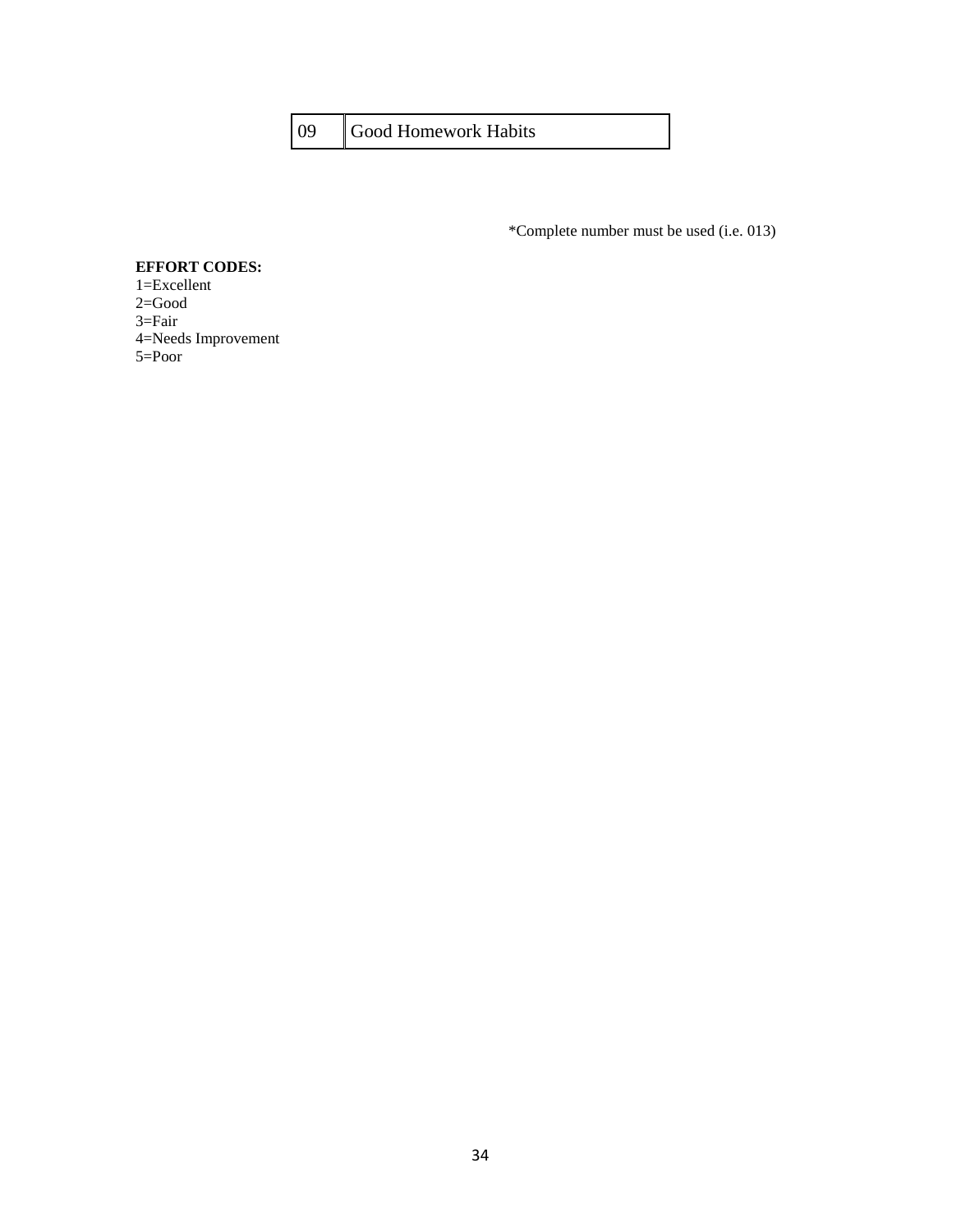| 09 | Good Homework Habits |
|---|---|

*Complete number must be used (i.e. 013)

**EFFORT CODES:**
1=Excellent
2=Good
3=Fair
4=Needs Improvement
5=Poor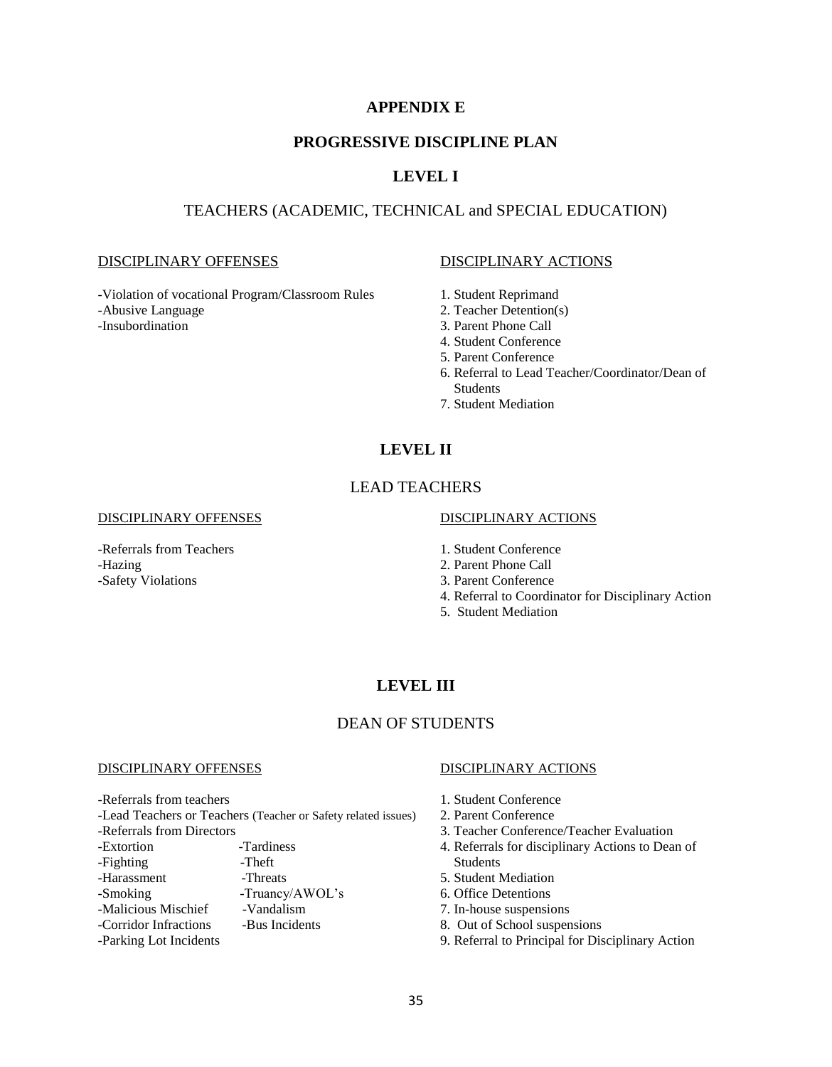# APPENDIX E

## PROGRESSIVE DISCIPLINE PLAN

## LEVEL I

### TEACHERS (ACADEMIC, TECHNICAL and SPECIAL EDUCATION)

| DISCIPLINARY OFFENSES | DISCIPLINARY ACTIONS |
|---|---|
| -Violation of vocational Program/Classroom Rules<br>-Abusive Language<br>-Insubordination | 1. Student Reprimand<br>2. Teacher Detention(s)<br>3. Parent Phone Call<br>4. Student Conference<br>5. Parent Conference<br>6. Referral to Lead Teacher/Coordinator/Dean of Students<br>7. Student Mediation |

## LEVEL II

### LEAD TEACHERS

| DISCIPLINARY OFFENSES | DISCIPLINARY ACTIONS |
|---|---|
| -Referrals from Teachers<br>-Hazing<br>-Safety Violations | 1. Student Conference<br>2. Parent Phone Call<br>3. Parent Conference<br>4. Referral to Coordinator for Disciplinary Action<br>5. Student Mediation |

## LEVEL III

### DEAN OF STUDENTS

| DISCIPLINARY OFFENSES | DISCIPLINARY ACTIONS |
|---|---|
| -Referrals from teachers<br>-Lead Teachers or Teachers (Teacher or Safety related issues)<br>-Referrals from Directors<br>-Extortion -Tardiness<br>-Fighting -Theft<br>-Harassment -Threats<br>-Smoking -Truancy/AWOL's<br>-Malicious Mischief -Vandalism<br>-Corridor Infractions -Bus Incidents<br>-Parking Lot Incidents | 1. Student Conference<br>2. Parent Conference<br>3. Teacher Conference/Teacher Evaluation<br>4. Referrals for disciplinary Actions to Dean of Students<br>5. Student Mediation<br>6. Office Detentions<br>7. In-house suspensions<br>8. Out of School suspensions<br>9. Referral to Principal for Disciplinary Action |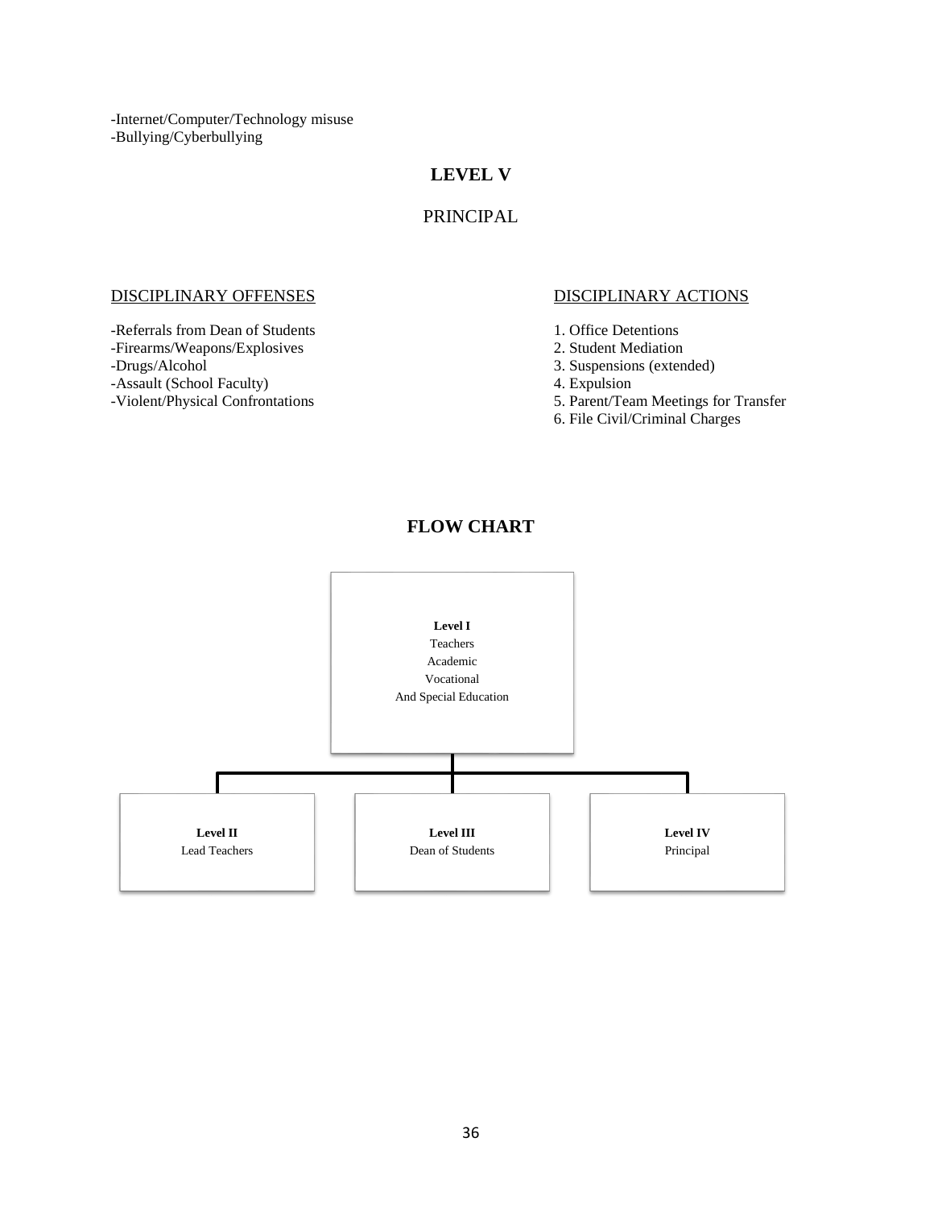-Internet/Computer/Technology misuse
-Bullying/Cyberbullying

## LEVEL V

PRINCIPAL

DISCIPLINARY OFFENSES

-Referrals from Dean of Students
-Firearms/Weapons/Explosives
-Drugs/Alcohol
-Assault (School Faculty)
-Violent/Physical Confrontations

DISCIPLINARY ACTIONS

1. Office Detentions
2. Student Mediation
3. Suspensions (extended)
4. Expulsion
5. Parent/Team Meetings for Transfer
6. File Civil/Criminal Charges

## FLOW CHART

**Level I**
Teachers
Academic
Vocational
And Special Education

**Level II**
Lead Teachers

**Level III**
Dean of Students

**Level IV**
Principal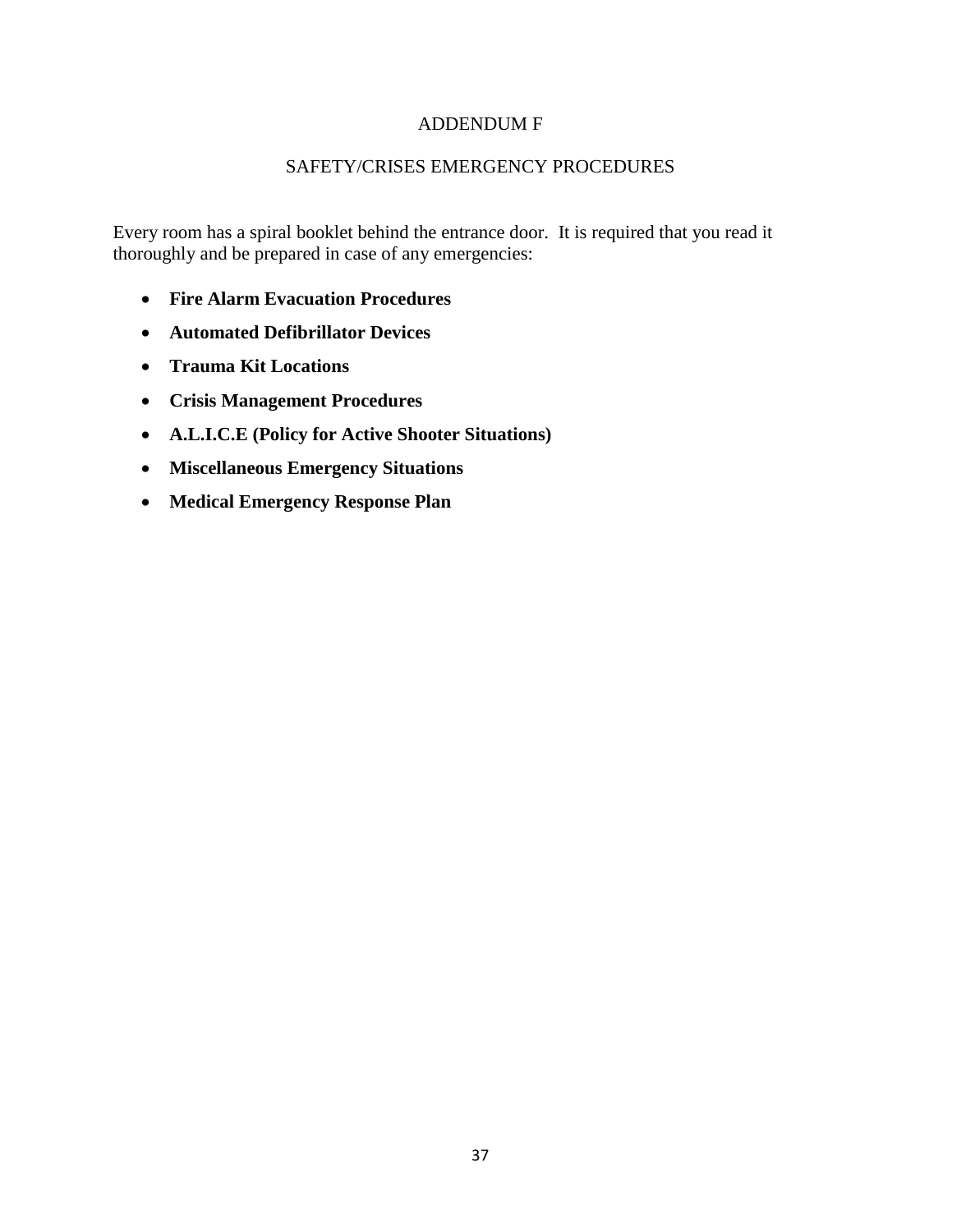# ADDENDUM F

## SAFETY/CRISES EMERGENCY PROCEDURES

Every room has a spiral booklet behind the entrance door. It is required that you read it thoroughly and be prepared in case of any emergencies:

- **Fire Alarm Evacuation Procedures**
- **Automated Defibrillator Devices**
- **Trauma Kit Locations**
- **Crisis Management Procedures**
- **A.L.I.C.E (Policy for Active Shooter Situations)**
- **Miscellaneous Emergency Situations**
- **Medical Emergency Response Plan**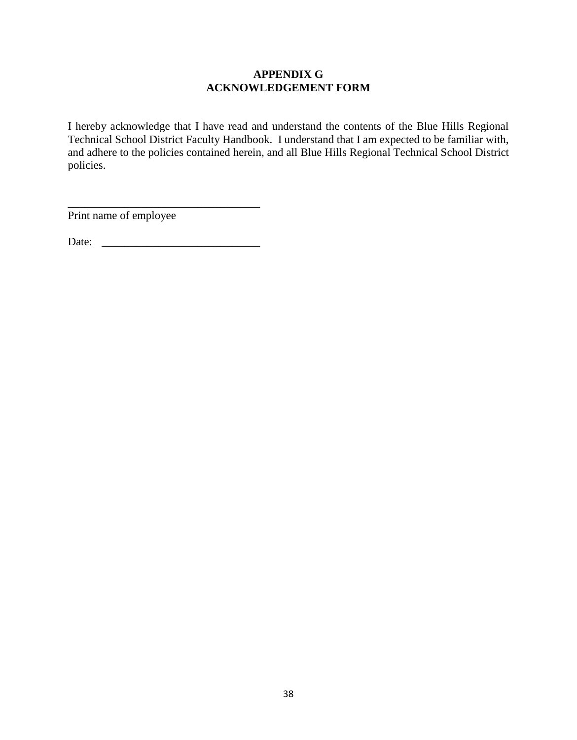## APPENDIX G
## ACKNOWLEDGEMENT FORM

I hereby acknowledge that I have read and understand the contents of the Blue Hills Regional Technical School District Faculty Handbook. I understand that I am expected to be familiar with, and adhere to the policies contained herein, and all Blue Hills Regional Technical School District policies.

___________________________________
Print name of employee

Date: ____________________________